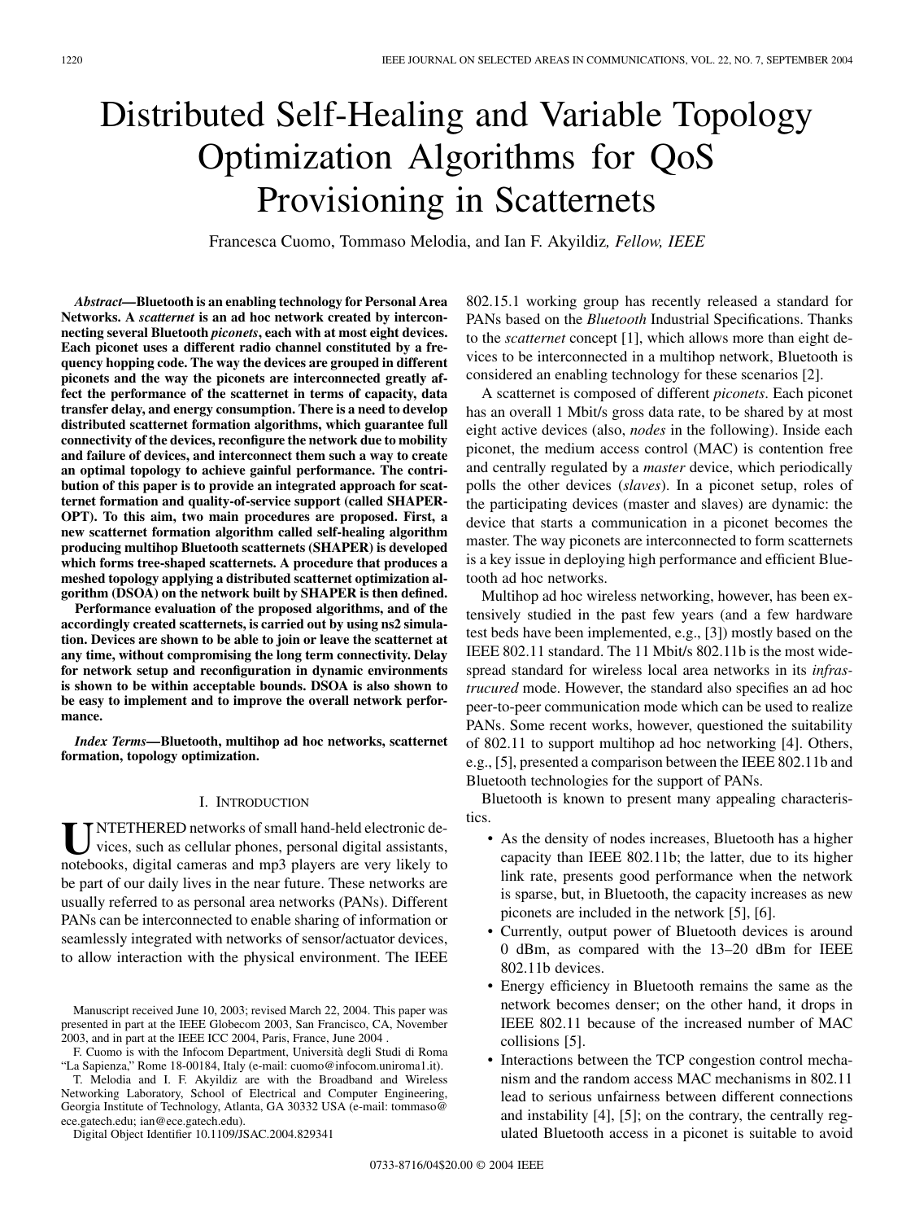# Distributed Self-Healing and Variable Topology Optimization Algorithms for QoS Provisioning in Scatternets

Francesca Cuomo, Tommaso Melodia, and Ian F. Akyildiz, *Fellow, IEEE*

***Abstract*—Bluetooth is an enabling technology for Personal Area Networks. A *scatternet* is an ad hoc network created by interconnecting several Bluetooth *piconets*, each with at most eight devices. Each piconet uses a different radio channel constituted by a frequency hopping code. The way the devices are grouped in different piconets and the way the piconets are interconnected greatly affect the performance of the scatternet in terms of capacity, data transfer delay, and energy consumption. There is a need to develop distributed scatternet formation algorithms, which guarantee full connectivity of the devices, reconfigure the network due to mobility and failure of devices, and interconnect them such a way to create an optimal topology to achieve gainful performance. The contribution of this paper is to provide an integrated approach for scatternet formation and quality-of-service support (called SHAPER-OPT). To this aim, two main procedures are proposed. First, a new scatternet formation algorithm called self-healing algorithm producing multihop Bluetooth scatternets (SHAPER) is developed which forms tree-shaped scatternets. A procedure that produces a meshed topology applying a distributed scatternet optimization algorithm (DSOA) on the network built by SHAPER is then defined.**

**Performance evaluation of the proposed algorithms, and of the accordingly created scatternets, is carried out by using ns2 simulation. Devices are shown to be able to join or leave the scatternet at any time, without compromising the long term connectivity. Delay for network setup and reconfiguration in dynamic environments is shown to be within acceptable bounds. DSOA is also shown to be easy to implement and to improve the overall network performance.**

***Index Terms*—Bluetooth, multihop ad hoc networks, scatternet formation, topology optimization.**

## I. Introduction

UNTETHERED networks of small hand-held electronic devices, such as cellular phones, personal digital assistants, notebooks, digital cameras and mp3 players are very likely to be part of our daily lives in the near future. These networks are usually referred to as personal area networks (PANs). Different PANs can be interconnected to enable sharing of information or seamlessly integrated with networks of sensor/actuator devices, to allow interaction with the physical environment. The IEEE 802.15.1 working group has recently released a standard for PANs based on the *Bluetooth* Industrial Specifications. Thanks to the *scatternet* concept [1], which allows more than eight devices to be interconnected in a multihop network, Bluetooth is considered an enabling technology for these scenarios [2].

A scatternet is composed of different *piconets*. Each piconet has an overall 1 Mbit/s gross data rate, to be shared by at most eight active devices (also, *nodes* in the following). Inside each piconet, the medium access control (MAC) is contention free and centrally regulated by a *master* device, which periodically polls the other devices (*slaves*). In a piconet setup, roles of the participating devices (master and slaves) are dynamic: the device that starts a communication in a piconet becomes the master. The way piconets are interconnected to form scatternets is a key issue in deploying high performance and efficient Bluetooth ad hoc networks.

Multihop ad hoc wireless networking, however, has been extensively studied in the past few years (and a few hardware test beds have been implemented, e.g., [3]) mostly based on the IEEE 802.11 standard. The 11 Mbit/s 802.11b is the most widespread standard for wireless local area networks in its *infrastrucured* mode. However, the standard also specifies an ad hoc peer-to-peer communication mode which can be used to realize PANs. Some recent works, however, questioned the suitability of 802.11 to support multihop ad hoc networking [4]. Others, e.g., [5], presented a comparison between the IEEE 802.11b and Bluetooth technologies for the support of PANs.

Bluetooth is known to present many appealing characteristics.

- As the density of nodes increases, Bluetooth has a higher capacity than IEEE 802.11b; the latter, due to its higher link rate, presents good performance when the network is sparse, but, in Bluetooth, the capacity increases as new piconets are included in the network [5], [6].
- Currently, output power of Bluetooth devices is around 0 dBm, as compared with the 13–20 dBm for IEEE 802.11b devices.
- Energy efficiency in Bluetooth remains the same as the network becomes denser; on the other hand, it drops in IEEE 802.11 because of the increased number of MAC collisions [5].
- Interactions between the TCP congestion control mechanism and the random access MAC mechanisms in 802.11 lead to serious unfairness between different connections and instability [4], [5]; on the contrary, the centrally regulated Bluetooth access in a piconet is suitable to avoid

Manuscript received June 10, 2003; revised March 22, 2004. This paper was presented in part at the IEEE Globecom 2003, San Francisco, CA, November 2003, and in part at the IEEE ICC 2004, Paris, France, June 2004 .

F. Cuomo is with the Infocom Department, Università degli Studi di Roma "La Sapienza," Rome 18-00184, Italy (e-mail: cuomo@infocom.uniroma1.it).

T. Melodia and I. F. Akyildiz are with the Broadband and Wireless Networking Laboratory, School of Electrical and Computer Engineering, Georgia Institute of Technology, Atlanta, GA 30332 USA (e-mail: tommaso@ece.gatech.edu; ian@ece.gatech.edu).

Digital Object Identifier 10.1109/JSAC.2004.829341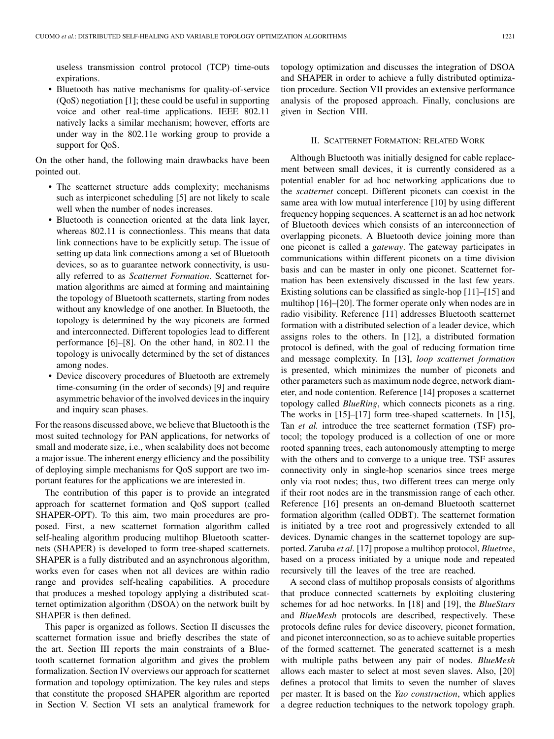useless transmission control protocol (TCP) time-outs expirations.

- Bluetooth has native mechanisms for quality-of-service (QoS) negotiation [1]; these could be useful in supporting voice and other real-time applications. IEEE 802.11 natively lacks a similar mechanism; however, efforts are under way in the 802.11e working group to provide a support for QoS.

On the other hand, the following main drawbacks have been pointed out.

- The scatternet structure adds complexity; mechanisms such as interpiconet scheduling [5] are not likely to scale well when the number of nodes increases.
- Bluetooth is connection oriented at the data link layer, whereas 802.11 is connectionless. This means that data link connections have to be explicitly setup. The issue of setting up data link connections among a set of Bluetooth devices, so as to guarantee network connectivity, is usually referred to as *Scatternet Formation*. Scatternet formation algorithms are aimed at forming and maintaining the topology of Bluetooth scatternets, starting from nodes without any knowledge of one another. In Bluetooth, the topology is determined by the way piconets are formed and interconnected. Different topologies lead to different performance [6]–[8]. On the other hand, in 802.11 the topology is univocally determined by the set of distances among nodes.
- Device discovery procedures of Bluetooth are extremely time-consuming (in the order of seconds) [9] and require asymmetric behavior of the involved devices in the inquiry and inquiry scan phases.

For the reasons discussed above, we believe that Bluetooth is the most suited technology for PAN applications, for networks of small and moderate size, i.e., when scalability does not become a major issue. The inherent energy efficiency and the possibility of deploying simple mechanisms for QoS support are two important features for the applications we are interested in.

The contribution of this paper is to provide an integrated approach for scatternet formation and QoS support (called SHAPER-OPT). To this aim, two main procedures are proposed. First, a new scatternet formation algorithm called self-healing algorithm producing multihop Bluetooth scatternets (SHAPER) is developed to form tree-shaped scatternets. SHAPER is a fully distributed and an asynchronous algorithm, works even for cases when not all devices are within radio range and provides self-healing capabilities. A procedure that produces a meshed topology applying a distributed scatternet optimization algorithm (DSOA) on the network built by SHAPER is then defined.

This paper is organized as follows. Section II discusses the scatternet formation issue and briefly describes the state of the art. Section III reports the main constraints of a Bluetooth scatternet formation algorithm and gives the problem formalization. Section IV overviews our approach for scatternet formation and topology optimization. The key rules and steps that constitute the proposed SHAPER algorithm are reported in Section V. Section VI sets an analytical framework for topology optimization and discusses the integration of DSOA and SHAPER in order to achieve a fully distributed optimization procedure. Section VII provides an extensive performance analysis of the proposed approach. Finally, conclusions are given in Section VIII.

## II. Scatternet Formation: Related Work

Although Bluetooth was initially designed for cable replacement between small devices, it is currently considered as a potential enabler for ad hoc networking applications due to the *scatternet* concept. Different piconets can coexist in the same area with low mutual interference [10] by using different frequency hopping sequences. A scatternet is an ad hoc network of Bluetooth devices which consists of an interconnection of overlapping piconets. A Bluetooth device joining more than one piconet is called a *gateway*. The gateway participates in communications within different piconets on a time division basis and can be master in only one piconet. Scatternet formation has been extensively discussed in the last few years. Existing solutions can be classified as single-hop [11]–[15] and multihop [16]–[20]. The former operate only when nodes are in radio visibility. Reference [11] addresses Bluetooth scatternet formation with a distributed selection of a leader device, which assigns roles to the others. In [12], a distributed formation protocol is defined, with the goal of reducing formation time and message complexity. In [13], *loop scatternet formation* is presented, which minimizes the number of piconets and other parameters such as maximum node degree, network diameter, and node contention. Reference [14] proposes a scatternet topology called *BlueRing*, which connects piconets as a ring. The works in [15]–[17] form tree-shaped scatternets. In [15], Tan *et al.* introduce the tree scatternet formation (TSF) protocol; the topology produced is a collection of one or more rooted spanning trees, each autonomously attempting to merge with the others and to converge to a unique tree. TSF assures connectivity only in single-hop scenarios since trees merge only via root nodes; thus, two different trees can merge only if their root nodes are in the transmission range of each other. Reference [16] presents an on-demand Bluetooth scatternet formation algorithm (called ODBT). The scatternet formation is initiated by a tree root and progressively extended to all devices. Dynamic changes in the scatternet topology are supported. Zaruba *et al.* [17] propose a multihop protocol, *Bluetree*, based on a process initiated by a unique node and repeated recursively till the leaves of the tree are reached.

A second class of multihop proposals consists of algorithms that produce connected scatternets by exploiting clustering schemes for ad hoc networks. In [18] and [19], the *BlueStars* and *BlueMesh* protocols are described, respectively. These protocols define rules for device discovery, piconet formation, and piconet interconnection, so as to achieve suitable properties of the formed scatternet. The generated scatternet is a mesh with multiple paths between any pair of nodes. *BlueMesh* allows each master to select at most seven slaves. Also, [20] defines a protocol that limits to seven the number of slaves per master. It is based on the *Yao construction*, which applies a degree reduction techniques to the network topology graph.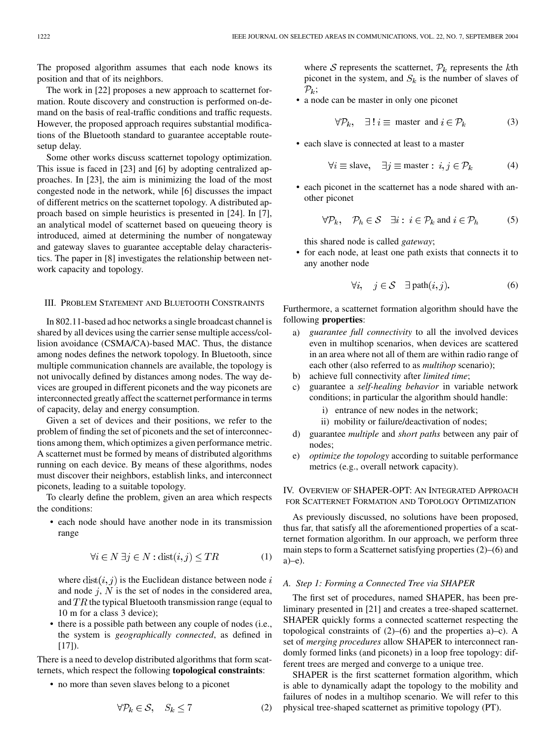The proposed algorithm assumes that each node knows its position and that of its neighbors.

The work in [22] proposes a new approach to scatternet formation. Route discovery and construction is performed on-demand on the basis of real-traffic conditions and traffic requests. However, the proposed approach requires substantial modifications of the Bluetooth standard to guarantee acceptable route-setup delay.

Some other works discuss scatternet topology optimization. This issue is faced in [23] and [6] by adopting centralized approaches. In [23], the aim is minimizing the load of the most congested node in the network, while [6] discusses the impact of different metrics on the scatternet topology. A distributed approach based on simple heuristics is presented in [24]. In [7], an analytical model of scatternet based on queueing theory is introduced, aimed at determining the number of nongateway and gateway slaves to guarantee acceptable delay characteristics. The paper in [8] investigates the relationship between network capacity and topology.

## III. Problem Statement and Bluetooth Constraints

In 802.11-based ad hoc networks a single broadcast channel is shared by all devices using the carrier sense multiple access/collision avoidance (CSMA/CA)-based MAC. Thus, the distance among nodes defines the network topology. In Bluetooth, since multiple communication channels are available, the topology is not univocally defined by distances among nodes. The way devices are grouped in different piconets and the way piconets are interconnected greatly affect the scatternet performance in terms of capacity, delay and energy consumption.

Given a set of devices and their positions, we refer to the problem of finding the set of piconets and the set of interconnections among them, which optimizes a given performance metric. A scatternet must be formed by means of distributed algorithms running on each device. By means of these algorithms, nodes must discover their neighbors, establish links, and interconnect piconets, leading to a suitable topology.

To clearly define the problem, given an area which respects the conditions:

- each node should have another node in its transmission range

$$\forall i \in N \; \exists j \in N : \text{dist}(i,j) \leq TR \tag{1}$$

where $\text{dist}(i,j)$ is the Euclidean distance between node $i$ and node $j$, $N$ is the set of nodes in the considered area, and $TR$ the typical Bluetooth transmission range (equal to 10 m for a class 3 device);

- there is a possible path between any couple of nodes (i.e., the system is *geographically connected*, as defined in [17]).

There is a need to develop distributed algorithms that form scatternets, which respect the following **topological constraints**:

- no more than seven slaves belong to a piconet

$$\forall \mathcal{P}_k \in \mathcal{S}, \quad S_k \leq 7 \tag{2}$$

where $\mathcal{S}$ represents the scatternet, $\mathcal{P}_k$ represents the $k$th piconet in the system, and $S_k$ is the number of slaves of $\mathcal{P}_k$;

- a node can be master in only one piconet

$$\forall \mathcal{P}_k, \quad \exists\,!\, i \equiv \text{ master and } i \in \mathcal{P}_k \tag{3}$$

- each slave is connected at least to a master

$$\forall i \equiv \text{slave}, \quad \exists j \equiv \text{master} : \; i, j \in \mathcal{P}_k \tag{4}$$

- each piconet in the scatternet has a node shared with another piconet

$$\forall \mathcal{P}_k, \quad \mathcal{P}_h \in \mathcal{S} \quad \exists i : \; i \in \mathcal{P}_k \text{ and } i \in \mathcal{P}_h \tag{5}$$

this shared node is called *gateway*;

- for each node, at least one path exists that connects it to any another node

$$\forall i, \quad j \in \mathcal{S} \quad \exists\, \text{path}(i,j). \tag{6}$$

Furthermore, a scatternet formation algorithm should have the following **properties**:

a) *guarantee full connectivity* to all the involved devices even in multihop scenarios, when devices are scattered in an area where not all of them are within radio range of each other (also referred to as *multihop* scenario);

b) achieve full connectivity after *limited time*;

c) guarantee a *self-healing behavior* in variable network conditions; in particular the algorithm should handle:
   i) entrance of new nodes in the network;
   ii) mobility or failure/deactivation of nodes;

d) guarantee *multiple* and *short paths* between any pair of nodes;

e) *optimize the topology* according to suitable performance metrics (e.g., overall network capacity).

## IV. Overview of SHAPER-OPT: An Integrated Approach for Scatternet Formation and Topology Optimization

As previously discussed, no solutions have been proposed, thus far, that satisfy all the aforementioned properties of a scatternet formation algorithm. In our approach, we perform three main steps to form a Scatternet satisfying properties (2)–(6) and a)–e).

### A. Step 1: Forming a Connected Tree via SHAPER

The first set of procedures, named SHAPER, has been preliminary presented in [21] and creates a tree-shaped scatternet. SHAPER quickly forms a connected scatternet respecting the topological constraints of (2)–(6) and the properties a)–c). A set of *merging procedures* allow SHAPER to interconnect randomly formed links (and piconets) in a loop free topology: different trees are merged and converge to a unique tree.

SHAPER is the first scatternet formation algorithm, which is able to dynamically adapt the topology to the mobility and failures of nodes in a multihop scenario. We will refer to this physical tree-shaped scatternet as primitive topology (PT).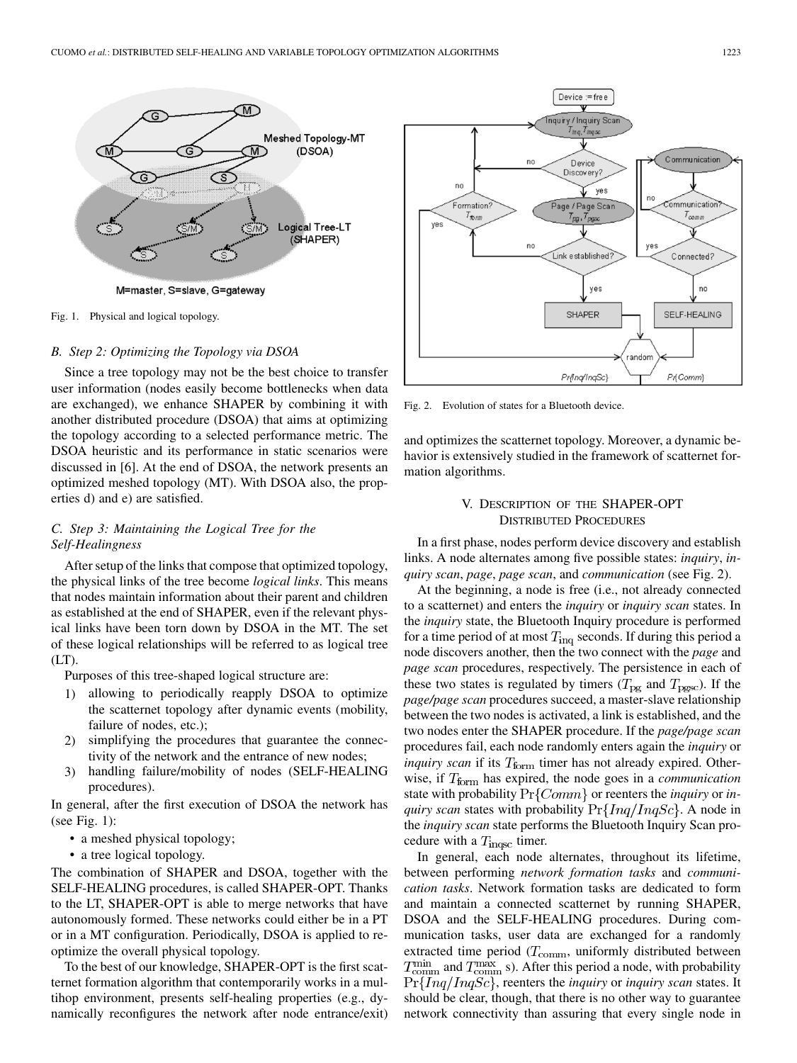Fig. 1. Physical and logical topology.

### B. Step 2: Optimizing the Topology via DSOA

Since a tree topology may not be the best choice to transfer user information (nodes easily become bottlenecks when data are exchanged), we enhance SHAPER by combining it with another distributed procedure (DSOA) that aims at optimizing the topology according to a selected performance metric. The DSOA heuristic and its performance in static scenarios were discussed in [6]. At the end of DSOA, the network presents an optimized meshed topology (MT). With DSOA also, the properties d) and e) are satisfied.

### C. Step 3: Maintaining the Logical Tree for the Self-Healingness

After setup of the links that compose that optimized topology, the physical links of the tree become *logical links*. This means that nodes maintain information about their parent and children as established at the end of SHAPER, even if the relevant physical links have been torn down by DSOA in the MT. The set of these logical relationships will be referred to as logical tree (LT).

Purposes of this tree-shaped logical structure are:

1) allowing to periodically reapply DSOA to optimize the scatternet topology after dynamic events (mobility, failure of nodes, etc.);
2) simplifying the procedures that guarantee the connectivity of the network and the entrance of new nodes;
3) handling failure/mobility of nodes (SELF-HEALING procedures).

In general, after the first execution of DSOA the network has (see Fig. 1):

- a meshed physical topology;
- a tree logical topology.

The combination of SHAPER and DSOA, together with the SELF-HEALING procedures, is called SHAPER-OPT. Thanks to the LT, SHAPER-OPT is able to merge networks that have autonomously formed. These networks could either be in a PT or in a MT configuration. Periodically, DSOA is applied to re-optimize the overall physical topology.

To the best of our knowledge, SHAPER-OPT is the first scatternet formation algorithm that contemporarily works in a multihop environment, presents self-healing properties (e.g., dynamically reconfigures the network after node entrance/exit) and optimizes the scatternet topology. Moreover, a dynamic behavior is extensively studied in the framework of scatternet formation algorithms.

Fig. 2. Evolution of states for a Bluetooth device.

## V. Description of the SHAPER-OPT Distributed Procedures

In a first phase, nodes perform device discovery and establish links. A node alternates among five possible states: *inquiry*, *inquiry scan*, *page*, *page scan*, and *communication* (see Fig. 2).

At the beginning, a node is free (i.e., not already connected to a scatternet) and enters the *inquiry* or *inquiry scan* states. In the *inquiry* state, the Bluetooth Inquiry procedure is performed for a time period of at most $T_{\text{inq}}$ seconds. If during this period a node discovers another, then the two connect with the *page* and *page scan* procedures, respectively. The persistence in each of these two states is regulated by timers ($T_{\text{pg}}$ and $T_{\text{pgsc}}$). If the *page/page scan* procedures succeed, a master-slave relationship between the two nodes is activated, a link is established, and the two nodes enter the SHAPER procedure. If the *page/page scan* procedures fail, each node randomly enters again the *inquiry* or *inquiry scan* if its $T_{\text{form}}$ timer has not already expired. Otherwise, if $T_{\text{form}}$ has expired, the node goes in a *communication* state with probability $\Pr\{Comm\}$ or reenters the *inquiry* or *inquiry scan* states with probability $\Pr\{Inq/InqSc\}$. A node in the *inquiry scan* state performs the Bluetooth Inquiry Scan procedure with a $T_{\text{inqsc}}$ timer.

In general, each node alternates, throughout its lifetime, between performing *network formation tasks* and *communication tasks*. Network formation tasks are dedicated to form and maintain a connected scatternet by running SHAPER, DSOA and the SELF-HEALING procedures. During communication tasks, user data are exchanged for a randomly extracted time period ($T_{\text{comm}}$, uniformly distributed between $T_{\text{comm}}^{\min}$ and $T_{\text{comm}}^{\max}$ s). After this period a node, with probability $\Pr\{Inq/InqSc\}$, reenters the *inquiry* or *inquiry scan* states. It should be clear, though, that there is no other way to guarantee network connectivity than assuring that every single node in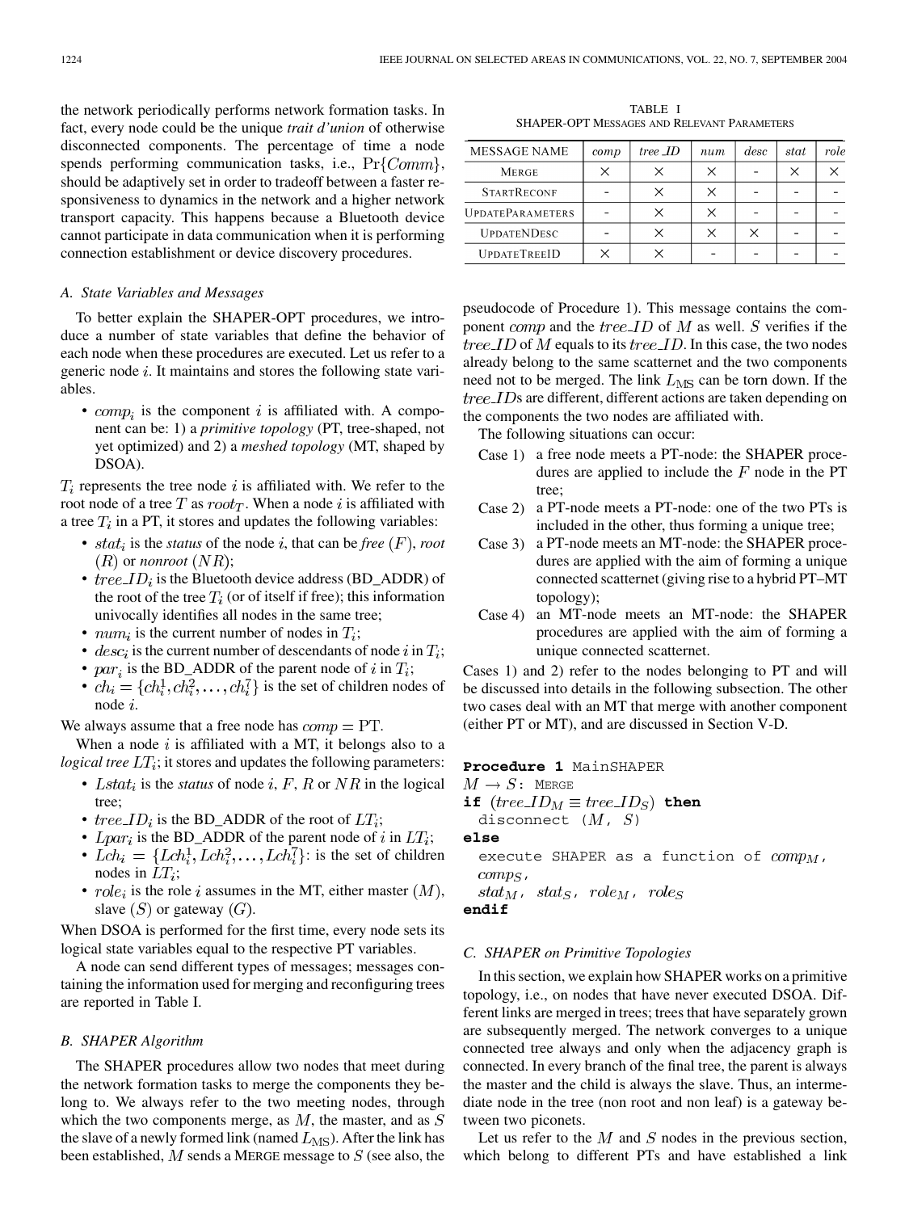the network periodically performs network formation tasks. In fact, every node could be the unique *trait d'union* of otherwise disconnected components. The percentage of time a node spends performing communication tasks, i.e., $\Pr\{Comm\}$, should be adaptively set in order to tradeoff between a faster responsiveness to dynamics in the network and a higher network transport capacity. This happens because a Bluetooth device cannot participate in data communication when it is performing connection establishment or device discovery procedures.

### A. State Variables and Messages

To better explain the SHAPER-OPT procedures, we introduce a number of state variables that define the behavior of each node when these procedures are executed. Let us refer to a generic node $i$. It maintains and stores the following state variables.

- $comp_i$ is the component $i$ is affiliated with. A component can be: 1) a *primitive topology* (PT, tree-shaped, not yet optimized) and 2) a *meshed topology* (MT, shaped by DSOA).

$T_i$ represents the tree node $i$ is affiliated with. We refer to the root node of a tree $T$ as $root_T$. When a node $i$ is affiliated with a tree $T_i$ in a PT, it stores and updates the following variables:

- $stat_i$ is the *status* of the node $i$, that can be *free* $(F)$, *root* $(R)$ or *nonroot* $(NR)$;
- $tree\_ID_i$ is the Bluetooth device address (BD_ADDR) of the root of the tree $T_i$ (or of itself if free); this information univocally identifies all nodes in the same tree;
- $num_i$ is the current number of nodes in $T_i$;
- $desc_i$ is the current number of descendants of node $i$ in $T_i$;
- $par_i$ is the BD_ADDR of the parent node of $i$ in $T_i$;
- $ch_i = \{ch_i^1, ch_i^2, \ldots, ch_i^7\}$ is the set of children nodes of node $i$.

We always assume that a free node has $comp = \text{PT}$.

When a node $i$ is affiliated with a MT, it belongs also to a *logical tree* $LT_i$; it stores and updates the following parameters:

- $Lstat_i$ is the *status* of node $i$, $F$, $R$ or $NR$ in the logical tree;
- $tree\_ID_i$ is the BD_ADDR of the root of $LT_i$;
- $Lpar_i$ is the BD_ADDR of the parent node of $i$ in $LT_i$;
- $Lch_i = \{Lch_i^1, Lch_i^2, \ldots, Lch_i^7\}$: is the set of children nodes in $LT_i$;
- $role_i$ is the role $i$ assumes in the MT, either master $(M)$, slave $(S)$ or gateway $(G)$.

When DSOA is performed for the first time, every node sets its logical state variables equal to the respective PT variables.

A node can send different types of messages; messages containing the information used for merging and reconfiguring trees are reported in Table I.

TABLE I
SHAPER-OPT MESSAGES AND RELEVANT PARAMETERS

| MESSAGE NAME | *comp* | *tree_ID* | *num* | *desc* | *stat* | *role* |
|---|---|---|---|---|---|---|
| MERGE | × | × | × | - | × | × |
| STARTRECONF | - | × | × | - | - | - |
| UPDATEPARAMETERS | - | × | × | - | - | - |
| UPDATENDESC | - | × | × | × | - | - |
| UPDATETREEID | × | × | - | - | - | - |

### B. SHAPER Algorithm

The SHAPER procedures allow two nodes that meet during the network formation tasks to merge the components they belong to. We always refer to the two meeting nodes, through which the two components merge, as $M$, the master, and as $S$ the slave of a newly formed link (named $L_{\text{MS}}$). After the link has been established, $M$ sends a MERGE message to $S$ (see also, the pseudocode of Procedure 1). This message contains the component $comp$ and the $tree\_ID$ of $M$ as well. $S$ verifies if the $tree\_ID$ of $M$ equals to its $tree\_ID$. In this case, the two nodes already belong to the same scatternet and the two components need not to be merged. The link $L_{\text{MS}}$ can be torn down. If the $tree\_ID$s are different, different actions are taken depending on the components the two nodes are affiliated with.

The following situations can occur:

- Case 1) a free node meets a PT-node: the SHAPER procedures are applied to include the $F$ node in the PT tree;
- Case 2) a PT-node meets a PT-node: one of the two PTs is included in the other, thus forming a unique tree;
- Case 3) a PT-node meets an MT-node: the SHAPER procedures are applied with the aim of forming a unique connected scatternet (giving rise to a hybrid PT–MT topology);
- Case 4) an MT-node meets an MT-node: the SHAPER procedures are applied with the aim of forming a unique connected scatternet.

Cases 1) and 2) refer to the nodes belonging to PT and will be discussed into details in the following subsection. The other two cases deal with an MT that merge with another component (either PT or MT), and are discussed in Section V-D.

```
Procedure 1 MainSHAPER
M → S: MERGE
if (tree_ID_M ≡ tree_ID_S) then
  disconnect (M, S)
else
  execute SHAPER as a function of comp_M,
  comp_S,
  stat_M, stat_S, role_M, role_S
endif
```

### C. SHAPER on Primitive Topologies

In this section, we explain how SHAPER works on a primitive topology, i.e., on nodes that have never executed DSOA. Different links are merged in trees; trees that have separately grown are subsequently merged. The network converges to a unique connected tree always and only when the adjacency graph is connected. In every branch of the final tree, the parent is always the master and the child is always the slave. Thus, an intermediate node in the tree (non root and non leaf) is a gateway between two piconets.

Let us refer to the $M$ and $S$ nodes in the previous section, which belong to different PTs and have established a link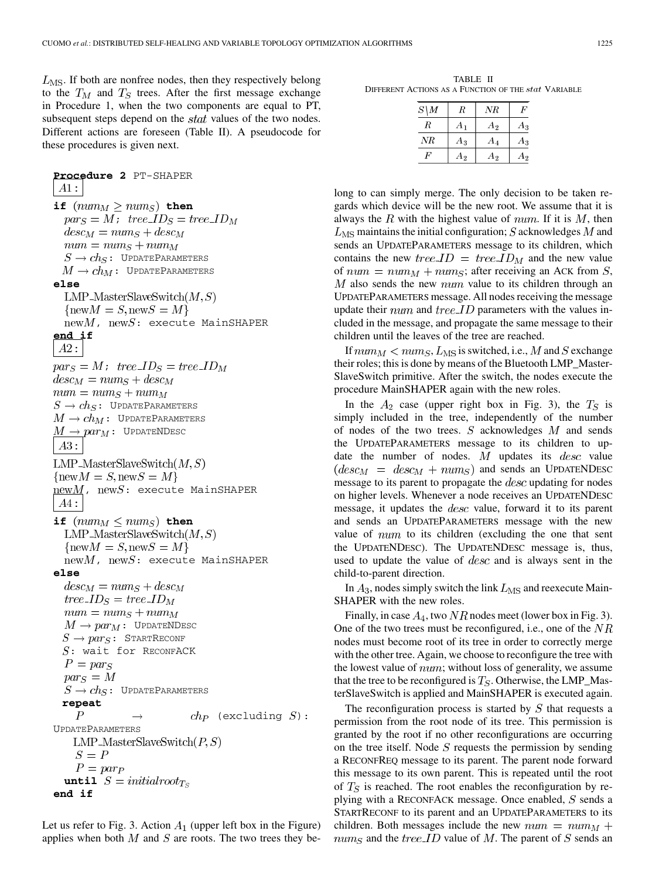$L_{\rm MS}$. If both are nonfree nodes, then they respectively belong to the $T_M$ and $T_S$ trees. After the first message exchange in Procedure 1, when the two components are equal to PT, subsequent steps depend on the $stat$ values of the two nodes. Different actions are foreseen (Table II). A pseudocode for these procedures is given next.

```
Procedure 2 PT-SHAPER
A1:
if (num_M ≥ num_S) then
  par_S = M;  tree_ID_S = tree_ID_M
  desc_M = num_S + desc_M
  num = num_S + num_M
  S → ch_S: UPDATEPARAMETERS
  M → ch_M: UPDATEPARAMETERS
else
  LMP_MasterSlaveSwitch(M, S)
  {newM = S, newS = M}
  newM, newS: execute MainSHAPER
end if
A2:
par_S = M;  tree_ID_S = tree_ID_M
desc_M = num_S + desc_M
num = num_S + num_M
S → ch_S: UPDATEPARAMETERS
M → ch_M: UPDATEPARAMETERS
M → par_M: UPDATENDESC
A3:
LMP_MasterSlaveSwitch(M, S)
{newM = S, newS = M}
newM, newS: execute MainSHAPER
A4:
if (num_M ≤ num_S) then
  LMP_MasterSlaveSwitch(M, S)
  {newM = S, newS = M}
  newM, newS: execute MainSHAPER
else
  desc_M = num_S + desc_M
  tree_ID_S = tree_ID_M
  num = num_S + num_M
  M → par_M: UPDATENDESC
  S → par_S: STARTRECONF
  S: wait for RECONFACK
  P = par_S
  par_S = M
  S → ch_S: UPDATEPARAMETERS
  repeat
    P → ch_P (excluding S): UPDATEPARAMETERS
    LMP_MasterSlaveSwitch(P, S)
    S = P
    P = par_P
  until S = initialroot_{T_S}
end if
```

Let us refer to Fig. 3. Action $A_1$ (upper left box in the Figure) applies when both $M$ and $S$ are roots. The two trees they belong to can simply merge. The only decision to be taken regards which device will be the new root. We assume that it is always the $R$ with the highest value of $num$. If it is $M$, then $L_{\rm MS}$ maintains the initial configuration; $S$ acknowledges $M$ and sends an UPDATEPARAMETERS message to its children, which contains the new $tree\_ID = tree\_ID_M$ and the new value of $num = num_M + num_S$; after receiving an ACK from $S$, $M$ also sends the new $num$ value to its children through an UPDATEPARAMETERS message. All nodes receiving the message update their $num$ and $tree\_ID$ parameters with the values included in the message, and propagate the same message to their children until the leaves of the tree are reached.

TABLE II
DIFFERENT ACTIONS AS A FUNCTION OF THE $stat$ VARIABLE

| $S \backslash M$ | $R$ | $NR$ | $F$ |
|---|---|---|---|
| $R$ | $A_1$ | $A_2$ | $A_3$ |
| $NR$ | $A_3$ | $A_4$ | $A_3$ |
| $F$ | $A_2$ | $A_2$ | $A_2$ |

If $num_M < num_S$, $L_{\rm MS}$ is switched, i.e., $M$ and $S$ exchange their roles; this is done by means of the Bluetooth LMP_MasterSlaveSwitch primitive. After the switch, the nodes execute the procedure MainSHAPER again with the new roles.

In the $A_2$ case (upper right box in Fig. 3), the $T_S$ is simply included in the tree, independently of the number of nodes of the two trees. $S$ acknowledges $M$ and sends the UPDATEPARAMETERS message to its children to update the number of nodes. $M$ updates its $desc$ value ($desc_M = desc_M + num_S$) and sends an UPDATENDESC message to its parent to propagate the $desc$ updating for nodes on higher levels. Whenever a node receives an UPDATENDESC message, it updates the $desc$ value, forward it to its parent and sends an UPDATEPARAMETERS message with the new value of $num$ to its children (excluding the one that sent the UPDATENDESC). The UPDATENDESC message is, thus, used to update the value of $desc$ and is always sent in the child-to-parent direction.

In $A_3$, nodes simply switch the link $L_{\rm MS}$ and reexecute MainSHAPER with the new roles.

Finally, in case $A_4$, two $NR$ nodes meet (lower box in Fig. 3). One of the two trees must be reconfigured, i.e., one of the $NR$ nodes must become root of its tree in order to correctly merge with the other tree. Again, we choose to reconfigure the tree with the lowest value of $num$; without loss of generality, we assume that the tree to be reconfigured is $T_S$. Otherwise, the LMP_MasterSlaveSwitch is applied and MainSHAPER is executed again.

The reconfiguration process is started by $S$ that requests a permission from the root node of its tree. This permission is granted by the root if no other reconfigurations are occurring on the tree itself. Node $S$ requests the permission by sending a RECONFREQ message to its parent. The parent node forward this message to its own parent. This is repeated until the root of $T_S$ is reached. The root enables the reconfiguration by replying with a RECONFACK message. Once enabled, $S$ sends a STARTRECONF to its parent and an UPDATEPARAMETERS to its children. Both messages include the new $num = num_M + num_S$ and the $tree\_ID$ value of $M$. The parent of $S$ sends an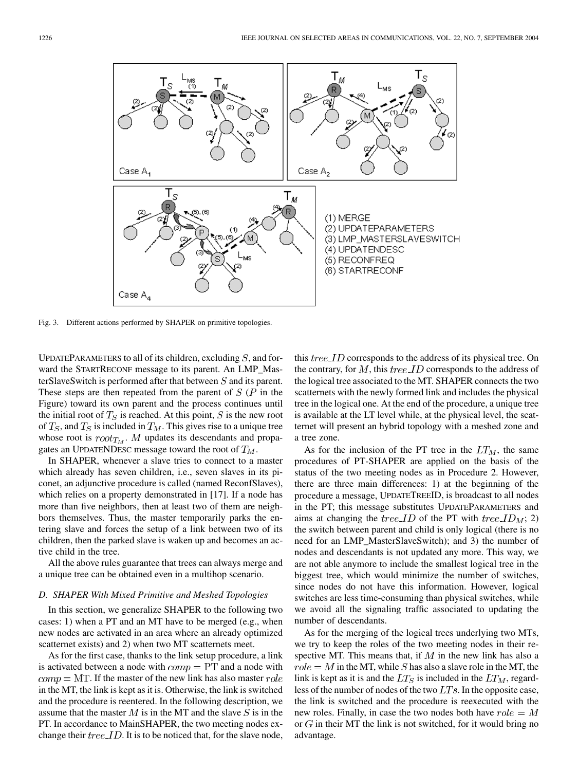Fig. 3. Different actions performed by SHAPER on primitive topologies.

UPDATEPARAMETERS to all of its children, excluding $S$, and forward the STARTRECONF message to its parent. An LMP_MasterSlaveSwitch is performed after that between $S$ and its parent. These steps are then repeated from the parent of $S$ ($P$ in the Figure) toward its own parent and the process continues until the initial root of $T_S$ is reached. At this point, $S$ is the new root of $T_S$, and $T_S$ is included in $T_M$. This gives rise to a unique tree whose root is $root_{T_M}$. $M$ updates its descendants and propagates an UPDATENDESC message toward the root of $T_M$.

In SHAPER, whenever a slave tries to connect to a master which already has seven children, i.e., seven slaves in its piconet, an adjunctive procedure is called (named ReconfSlaves), which relies on a property demonstrated in [17]. If a node has more than five neighbors, then at least two of them are neighbors themselves. Thus, the master temporarily parks the entering slave and forces the setup of a link between two of its children, then the parked slave is waken up and becomes an active child in the tree.

All the above rules guarantee that trees can always merge and a unique tree can be obtained even in a multihop scenario.

### D. SHAPER With Mixed Primitive and Meshed Topologies

In this section, we generalize SHAPER to the following two cases: 1) when a PT and an MT have to be merged (e.g., when new nodes are activated in an area where an already optimized scatternet exists) and 2) when two MT scatternets meet.

As for the first case, thanks to the link setup procedure, a link is activated between a node with $comp = \mathrm{PT}$ and a node with $comp = \mathrm{MT}$. If the master of the new link has also master $role$ in the MT, the link is kept as it is. Otherwise, the link is switched and the procedure is reentered. In the following description, we assume that the master $M$ is in the MT and the slave $S$ is in the PT. In accordance to MainSHAPER, the two meeting nodes exchange their $tree\_ID$. It is to be noticed that, for the slave node, this $tree\_ID$ corresponds to the address of its physical tree. On the contrary, for $M$, this $tree\_ID$ corresponds to the address of the logical tree associated to the MT. SHAPER connects the two scatternets with the newly formed link and includes the physical tree in the logical one. At the end of the procedure, a unique tree is available at the LT level while, at the physical level, the scatternet will present an hybrid topology with a meshed zone and a tree zone.

As for the inclusion of the PT tree in the $LT_M$, the same procedures of PT-SHAPER are applied on the basis of the status of the two meeting nodes as in Procedure 2. However, there are three main differences: 1) at the beginning of the procedure a message, UPDATETREEID, is broadcast to all nodes in the PT; this message substitutes UPDATEPARAMETERS and aims at changing the $tree\_ID$ of the PT with $tree\_ID_M$; 2) the switch between parent and child is only logical (there is no need for an LMP_MasterSlaveSwitch); and 3) the number of nodes and descendants is not updated any more. This way, we are not able anymore to include the smallest logical tree in the biggest tree, which would minimize the number of switches, since nodes do not have this information. However, logical switches are less time-consuming than physical switches, while we avoid all the signaling traffic associated to updating the number of descendants.

As for the merging of the logical trees underlying two MTs, we try to keep the roles of the two meeting nodes in their respective MT. This means that, if $M$ in the new link has also a $role = M$ in the MT, while $S$ has also a slave role in the MT, the link is kept as it is and the $LT_S$ is included in the $LT_M$, regardless of the number of nodes of the two $LTs$. In the opposite case, the link is switched and the procedure is reexecuted with the new roles. Finally, in case the two nodes both have $role = M$ or $G$ in their MT the link is not switched, for it would bring no advantage.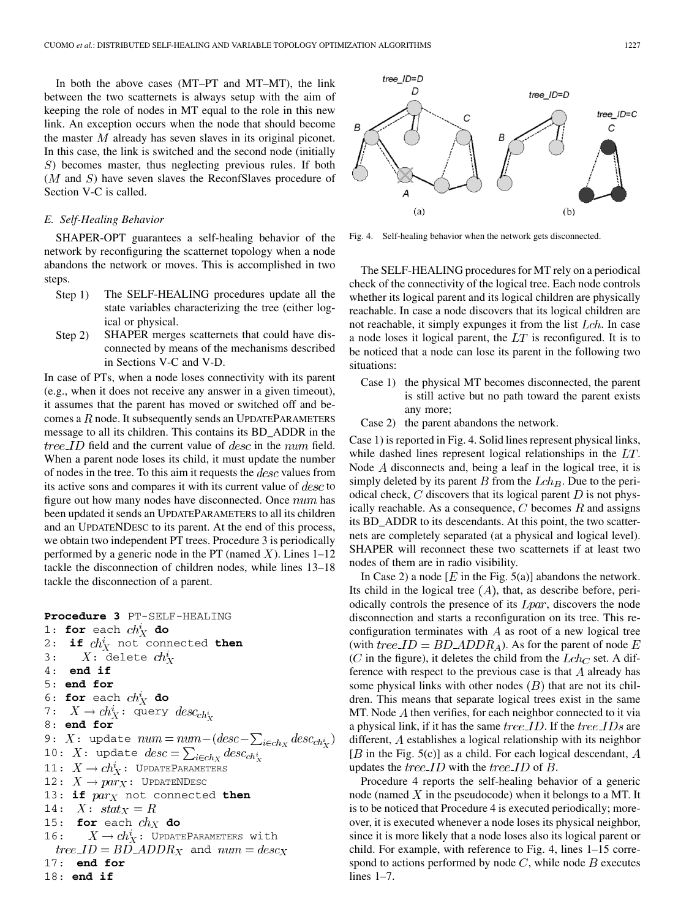In both the above cases (MT–PT and MT–MT), the link between the two scatternets is always setup with the aim of keeping the role of nodes in MT equal to the role in this new link. An exception occurs when the node that should become the master $M$ already has seven slaves in its original piconet. In this case, the link is switched and the second node (initially $S$) becomes master, thus neglecting previous rules. If both ($M$ and $S$) have seven slaves the ReconfSlaves procedure of Section V-C is called.

### E. Self-Healing Behavior

SHAPER-OPT guarantees a self-healing behavior of the network by reconfiguring the scatternet topology when a node abandons the network or moves. This is accomplished in two steps.

- Step 1) The SELF-HEALING procedures update all the state variables characterizing the tree (either logical or physical.
- Step 2) SHAPER merges scatternets that could have disconnected by means of the mechanisms described in Sections V-C and V-D.

In case of PTs, when a node loses connectivity with its parent (e.g., when it does not receive any answer in a given timeout), it assumes that the parent has moved or switched off and becomes a $R$ node. It subsequently sends an UPDATEPARAMETERS message to all its children. This contains its BD_ADDR in the $tree\_ID$ field and the current value of $desc$ in the $num$ field. When a parent node loses its child, it must update the number of nodes in the tree. To this aim it requests the $desc$ values from its active sons and compares it with its current value of $desc$ to figure out how many nodes have disconnected. Once $num$ has been updated it sends an UPDATEPARAMETERS to all its children and an UPDATENDESC to its parent. At the end of this process, we obtain two independent PT trees. Procedure 3 is periodically performed by a generic node in the PT (named $X$). Lines 1–12 tackle the disconnection of children nodes, while lines 13–18 tackle the disconnection of a parent.

```
Procedure 3 PT-SELF-HEALING
1: for each ch_X^i do
2:   if ch_X^i not connected then
3:     X: delete ch_X^i
4:   end if
5: end for
6: for each ch_X^i do
7:   X → ch_X^i: query desc_{ch_X^i}
8: end for
9: X: update num = num − (desc − Σ_{i∈ch_X} desc_{ch_X^i})
10: X: update desc = Σ_{i∈ch_X} desc_{ch_X^i}
11: X → ch_X^i: UPDATEPARAMETERS
12: X → par_X: UPDATENDESC
13: if par_X not connected then
14:   X: stat_X = R
15:   for each ch_X do
16:     X → ch_X^i: UPDATEPARAMETERS with
      tree_ID = BD_ADDR_X and num = desc_X
17:   end for
18: end if
```

Fig. 4. Self-healing behavior when the network gets disconnected.

The SELF-HEALING procedures for MT rely on a periodical check of the connectivity of the logical tree. Each node controls whether its logical parent and its logical children are physically reachable. In case a node discovers that its logical children are not reachable, it simply expunges it from the list $Lch$. In case a node loses it logical parent, the $LT$ is reconfigured. It is to be noticed that a node can lose its parent in the following two situations:

- Case 1) the physical MT becomes disconnected, the parent is still active but no path toward the parent exists any more;
- Case 2) the parent abandons the network.

Case 1) is reported in Fig. 4. Solid lines represent physical links, while dashed lines represent logical relationships in the $LT$. Node $A$ disconnects and, being a leaf in the logical tree, it is simply deleted by its parent $B$ from the $Lch_B$. Due to the periodical check, $C$ discovers that its logical parent $D$ is not physically reachable. As a consequence, $C$ becomes $R$ and assigns its BD_ADDR to its descendants. At this point, the two scatternets are completely separated (at a physical and logical level). SHAPER will reconnect these two scatternets if at least two nodes of them are in radio visibility.

In Case 2) a node [$E$ in the Fig. 5(a)] abandons the network. Its child in the logical tree ($A$), that, as describe before, periodically controls the presence of its $Lpar$, discovers the node disconnection and starts a reconfiguration on its tree. This reconfiguration terminates with $A$ as root of a new logical tree (with $tree\_ID = BD\_ADDR_A$). As for the parent of node $E$ ($C$ in the figure), it deletes the child from the $Lch_C$ set. A difference with respect to the previous case is that $A$ already has some physical links with other nodes ($B$) that are not its children. This means that separate logical trees exist in the same MT. Node $A$ then verifies, for each neighbor connected to it via a physical link, if it has the same $tree\_ID$. If the $tree\_IDs$ are different, $A$ establishes a logical relationship with its neighbor [$B$ in the Fig. 5(c)] as a child. For each logical descendant, $A$ updates the $tree\_ID$ with the $tree\_ID$ of $B$.

Procedure 4 reports the self-healing behavior of a generic node (named $X$ in the pseudocode) when it belongs to a MT. It is to be noticed that Procedure 4 is executed periodically; moreover, it is executed whenever a node loses its physical neighbor, since it is more likely that a node loses also its logical parent or child. For example, with reference to Fig. 4, lines 1–15 correspond to actions performed by node $C$, while node $B$ executes lines 1–7.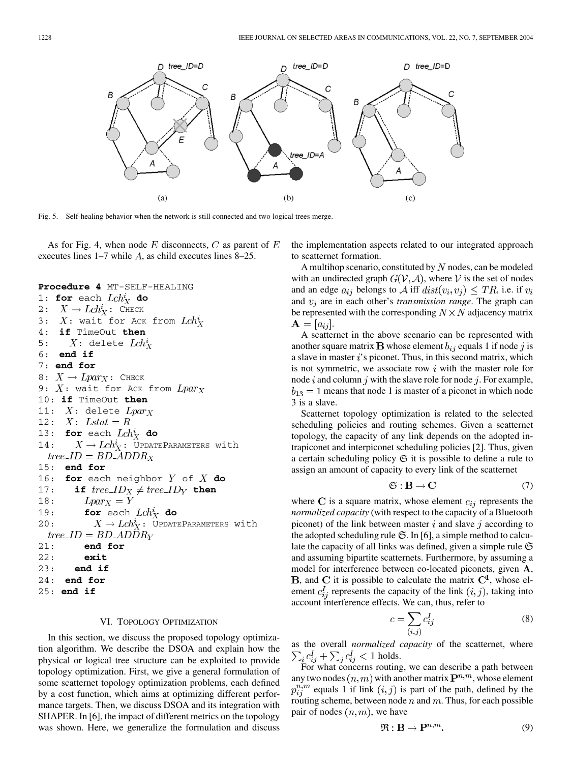Fig. 5. Self-healing behavior when the network is still connected and two logical trees merge.

As for Fig. 4, when node $E$ disconnects, $C$ as parent of $E$ executes lines 1–7 while $A$, as child executes lines 8–25.

```
Procedure 4 MT-SELF-HEALING
1: for each Lch^i_X do
2:   X → Lch^i_X: CHECK
3:   X: wait for ACK from Lch^i_X
4:   if TimeOut then
5:     X: delete Lch^i_X
6:   end if
7: end for
8: X → Lpar_X: CHECK
9: X: wait for ACK from Lpar_X
10: if TimeOut then
11:   X: delete Lpar_X
12:   X: Lstat = R
13:   for each Lch^i_X do
14:     X → Lch^i_X: UPDATEPARAMETERS with
      tree_ID = BD_ADDR_X
15:   end for
16:   for each neighbor Y of X do
17:     if tree_ID_X ≠ tree_ID_Y then
18:       Lpar_X = Y
19:       for each Lch^i_X do
20:         X → Lch^i_X: UPDATEPARAMETERS with
      tree_ID = BD_ADDR_Y
21:       end for
22:       exit
23:     end if
24:   end for
25: end if
```

## VI. Topology Optimization

In this section, we discuss the proposed topology optimization algorithm. We describe the DSOA and explain how the physical or logical tree structure can be exploited to provide topology optimization. First, we give a general formulation of some scatternet topology optimization problems, each defined by a cost function, which aims at optimizing different performance targets. Then, we discuss DSOA and its integration with SHAPER. In [6], the impact of different metrics on the topology was shown. Here, we generalize the formulation and discuss the implementation aspects related to our integrated approach to scatternet formation.

A multihop scenario, constituted by $N$ nodes, can be modeled with an undirected graph $G(\mathcal{V}, \mathcal{A})$, where $\mathcal{V}$ is the set of nodes and an edge $a_{ij}$ belongs to $\mathcal{A}$ iff $dist(v_i, v_j) \leq TR$, i.e. if $v_i$ and $v_j$ are in each other's *transmission range*. The graph can be represented with the corresponding $N \times N$ adjacency matrix $\mathbf{A} = [a_{ij}]$.

A scatternet in the above scenario can be represented with another square matrix $\mathbf{B}$ whose element $b_{ij}$ equals 1 if node $j$ is a slave in master $i$'s piconet. Thus, in this second matrix, which is not symmetric, we associate row $i$ with the master role for node $i$ and column $j$ with the slave role for node $j$. For example, $b_{13} = 1$ means that node 1 is master of a piconet in which node 3 is a slave.

Scatternet topology optimization is related to the selected scheduling policies and routing schemes. Given a scatternet topology, the capacity of any link depends on the adopted intrapiconet and interpiconet scheduling policies [2]. Thus, given a certain scheduling policy $\mathfrak{S}$ it is possible to define a rule to assign an amount of capacity to every link of the scatternet

$$\mathfrak{S} : \mathbf{B} \rightarrow \mathbf{C} \tag{7}$$

where $\mathbf{C}$ is a square matrix, whose element $c_{ij}$ represents the *normalized capacity* (with respect to the capacity of a Bluetooth piconet) of the link between master $i$ and slave $j$ according to the adopted scheduling rule $\mathfrak{S}$. In [6], a simple method to calculate the capacity of all links was defined, given a simple rule $\mathfrak{S}$ and assuming bipartite scatternets. Furthermore, by assuming a model for interference between co-located piconets, given $\mathbf{A}$, $\mathbf{B}$, and $\mathbf{C}$ it is possible to calculate the matrix $\mathbf{C^I}$, whose element $c^I_{ij}$ represents the capacity of the link $(i, j)$, taking into account interference effects. We can, thus, refer to

$$c = \sum_{(i,j)} c^I_{ij} \tag{8}$$

as the overall *normalized capacity* of the scatternet, where $\sum_i c^I_{ij} + \sum_j c^I_{ij} < 1$ holds.

For what concerns routing, we can describe a path between any two nodes $(n, m)$ with another matrix $\mathbf{P}^{n,m}$, whose element $p^{n,m}_{ij}$ equals 1 if link $(i, j)$ is part of the path, defined by the routing scheme, between node $n$ and $m$. Thus, for each possible pair of nodes $(n, m)$, we have

$$\mathfrak{R} : \mathbf{B} \rightarrow \mathbf{P}^{n,m}. \tag{9}$$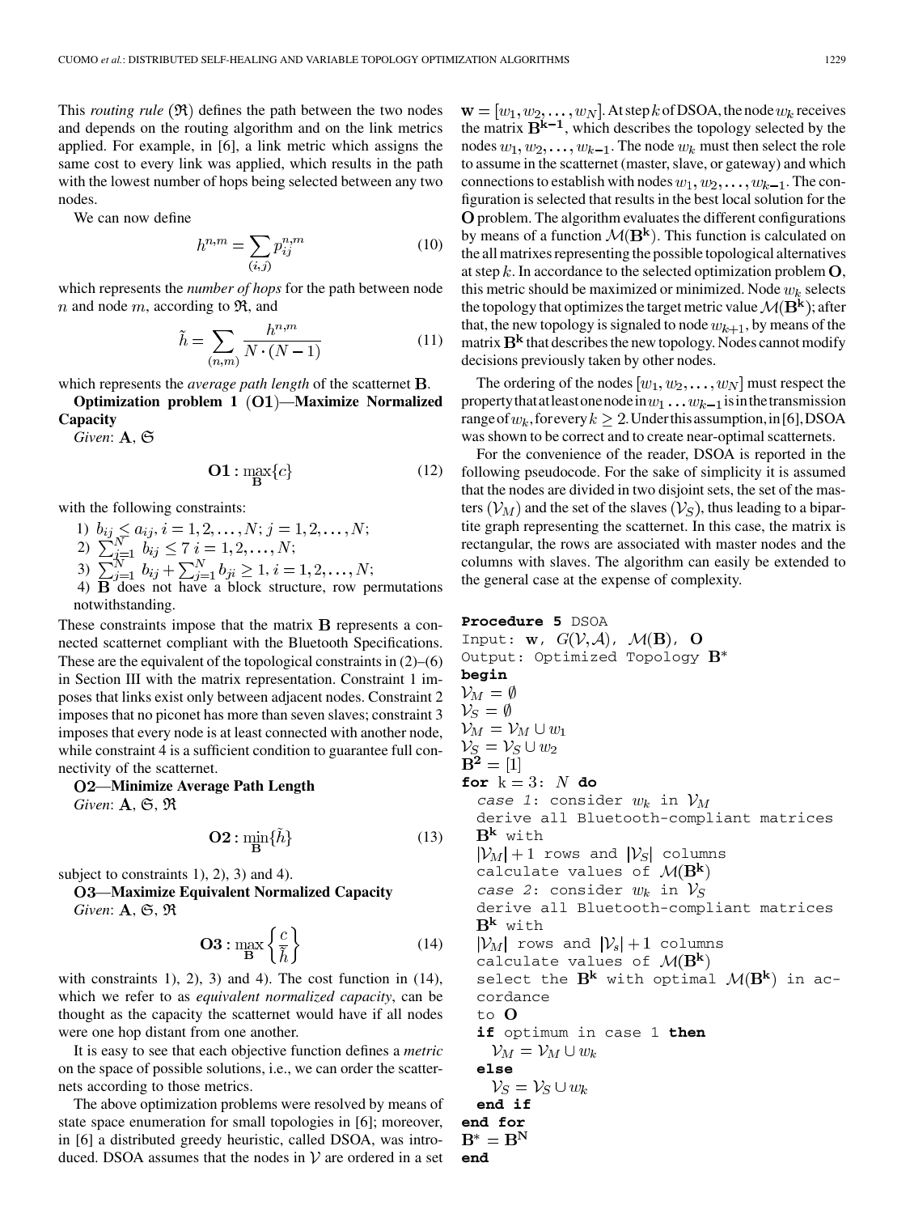This *routing rule* $(\mathfrak{R})$ defines the path between the two nodes and depends on the routing algorithm and on the link metrics applied. For example, in [6], a link metric which assigns the same cost to every link was applied, which results in the path with the lowest number of hops being selected between any two nodes.

We can now define

$$h^{n,m} = \sum_{(i,j)} p_{ij}^{n,m} \tag{10}$$

which represents the *number of hops* for the path between node $n$ and node $m$, according to $\mathfrak{R}$, and

$$\tilde{h} = \sum_{(n,m)} \frac{h^{n,m}}{N \cdot (N-1)} \tag{11}$$

which represents the *average path length* of the scatternet $\mathbf{B}$.

**Optimization problem 1 $(\mathbf{O1})$—Maximize Normalized Capacity**

*Given*: $\mathbf{A}$, $\mathfrak{S}$

$$\mathbf{O1}: \max_{\mathbf{B}}\{c\} \tag{12}$$

with the following constraints:

1) $b_{ij} \leq a_{ij}, i = 1,2,\ldots,N; j = 1,2,\ldots,N$;
2) $\sum_{j=1}^{N} b_{ij} \leq 7 \; i = 1,2,\ldots,N$;
3) $\sum_{j=1}^{N} b_{ij} + \sum_{j=1}^{N} b_{ji} \geq 1, i = 1,2,\ldots,N$;
4) $\mathbf{B}$ does not have a block structure, row permutations notwithstanding.

These constraints impose that the matrix $\mathbf{B}$ represents a connected scatternet compliant with the Bluetooth Specifications. These are the equivalent of the topological constraints in (2)–(6) in Section III with the matrix representation. Constraint 1 imposes that links exist only between adjacent nodes. Constraint 2 imposes that no piconet has more than seven slaves; constraint 3 imposes that every node is at least connected with another node, while constraint 4 is a sufficient condition to guarantee full connectivity of the scatternet.

**O2—Minimize Average Path Length**

*Given*: $\mathbf{A}$, $\mathfrak{S}$, $\mathfrak{R}$

$$\mathbf{O2}: \min_{\mathbf{B}}\{\tilde{h}\} \tag{13}$$

subject to constraints 1), 2), 3) and 4).

**O3—Maximize Equivalent Normalized Capacity**

*Given*: $\mathbf{A}$, $\mathfrak{S}$, $\mathfrak{R}$

$$\mathbf{O3}: \max_{\mathbf{B}}\left\{\frac{c}{\tilde{h}}\right\} \tag{14}$$

with constraints 1), 2), 3) and 4). The cost function in (14), which we refer to as *equivalent normalized capacity*, can be thought as the capacity the scatternet would have if all nodes were one hop distant from one another.

It is easy to see that each objective function defines a *metric* on the space of possible solutions, i.e., we can order the scatternets according to those metrics.

The above optimization problems were resolved by means of state space enumeration for small topologies in [6]; moreover, in [6] a distributed greedy heuristic, called DSOA, was introduced. DSOA assumes that the nodes in $\mathcal{V}$ are ordered in a set $\mathbf{w} = [w_1, w_2, \ldots, w_N]$. At step $k$ of DSOA, the node $w_k$ receives the matrix $\mathbf{B^{k-1}}$, which describes the topology selected by the nodes $w_1, w_2, \ldots, w_{k-1}$. The node $w_k$ must then select the role to assume in the scatternet (master, slave, or gateway) and which connections to establish with nodes $w_1, w_2, \ldots, w_{k-1}$. The configuration is selected that results in the best local solution for the $\mathbf{O}$ problem. The algorithm evaluates the different configurations by means of a function $\mathcal{M}(\mathbf{B^k})$. This function is calculated on the all matrixes representing the possible topological alternatives at step $k$. In accordance to the selected optimization problem $\mathbf{O}$, this metric should be maximized or minimized. Node $w_k$ selects the topology that optimizes the target metric value $\mathcal{M}(\mathbf{B^k})$; after that, the new topology is signaled to node $w_{k+1}$, by means of the matrix $\mathbf{B^k}$ that describes the new topology. Nodes cannot modify decisions previously taken by other nodes.

The ordering of the nodes $[w_1, w_2, \ldots, w_N]$ must respect the property that at least one node in $w_1 \ldots w_{k-1}$ is in the transmission range of $w_k$, for every $k \geq 2$. Under this assumption, in [6], DSOA was shown to be correct and to create near-optimal scatternets.

For the convenience of the reader, DSOA is reported in the following pseudocode. For the sake of simplicity it is assumed that the nodes are divided in two disjoint sets, the set of the masters $(\mathcal{V}_M)$ and the set of the slaves $(\mathcal{V}_S)$, thus leading to a bipartite graph representing the scatternet. In this case, the matrix is rectangular, the rows are associated with master nodes and the columns with slaves. The algorithm can easily be extended to the general case at the expense of complexity.

```
Procedure 5 DSOA
Input: w, G(V,A), M(B), O
Output: Optimized Topology B*
begin
V_M = ∅
V_S = ∅
V_M = V_M ∪ w_1
V_S = V_S ∪ w_2
B^2 = [1]
for k = 3: N do
  case 1: consider w_k in V_M
  derive all Bluetooth-compliant matrices
  B^k with
  |V_M| + 1 rows and |V_S| columns
  calculate values of M(B^k)
  case 2: consider w_k in V_S
  derive all Bluetooth-compliant matrices
  B^k with
  |V_M| rows and |V_s| + 1 columns
  calculate values of M(B^k)
  select the B^k with optimal M(B^k) in ac-
  cordance
  to O
  if optimum in case 1 then
    V_M = V_M ∪ w_k
  else
    V_S = V_S ∪ w_k
  end if
end for
B* = B^N
end
```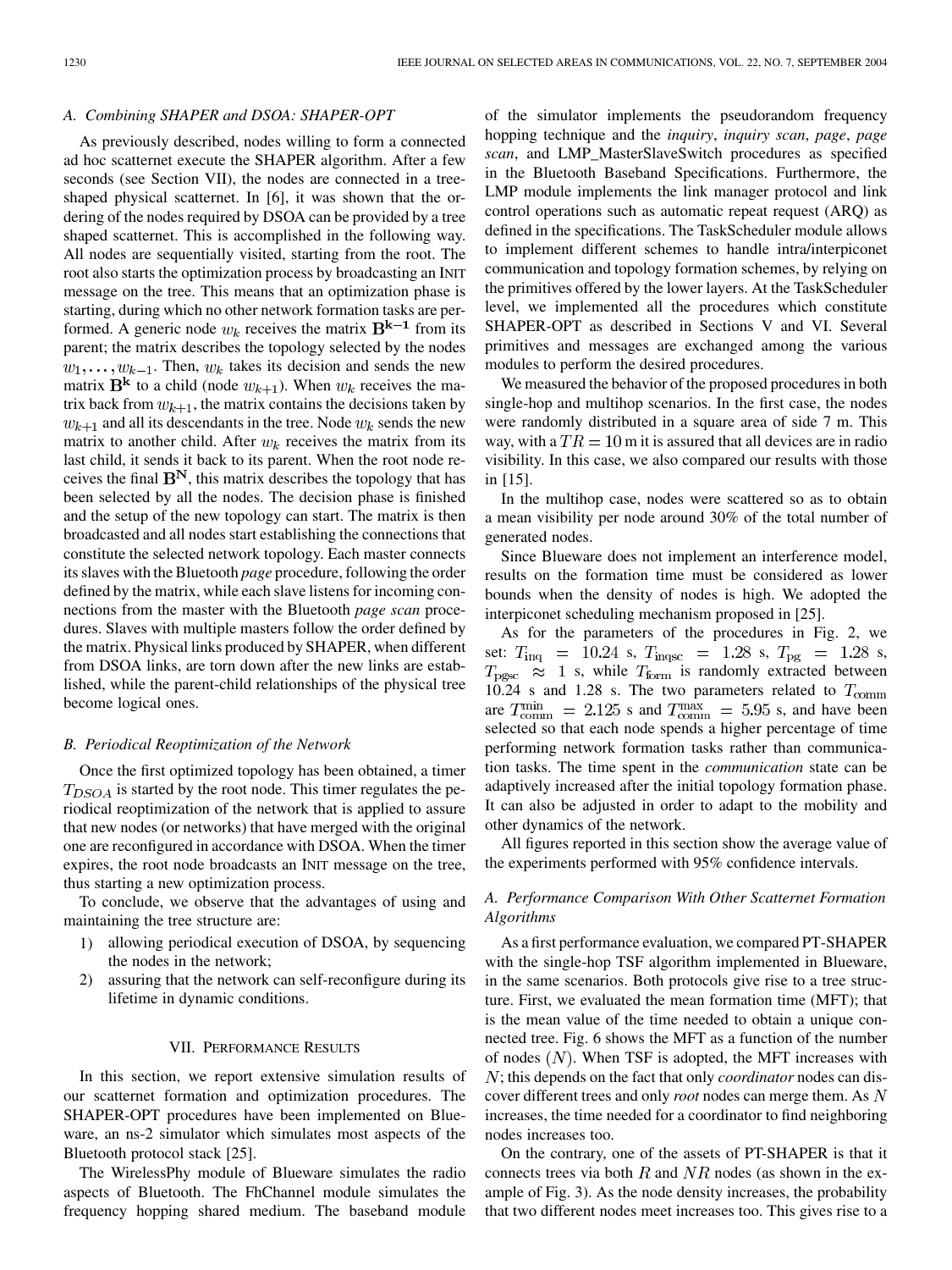### A. Combining SHAPER and DSOA: SHAPER-OPT

As previously described, nodes willing to form a connected ad hoc scatternet execute the SHAPER algorithm. After a few seconds (see Section VII), the nodes are connected in a tree-shaped physical scatternet. In [6], it was shown that the ordering of the nodes required by DSOA can be provided by a tree shaped scatternet. This is accomplished in the following way. All nodes are sequentially visited, starting from the root. The root also starts the optimization process by broadcasting an INIT message on the tree. This means that an optimization phase is starting, during which no other network formation tasks are performed. A generic node $w_k$ receives the matrix $\mathbf{B^{k-1}}$ from its parent; the matrix describes the topology selected by the nodes $w_1, \ldots, w_{k-1}$. Then, $w_k$ takes its decision and sends the new matrix $\mathbf{B^k}$ to a child (node $w_{k+1}$). When $w_k$ receives the matrix back from $w_{k+1}$, the matrix contains the decisions taken by $w_{k+1}$ and all its descendants in the tree. Node $w_k$ sends the new matrix to another child. After $w_k$ receives the matrix from its last child, it sends it back to its parent. When the root node receives the final $\mathbf{B^N}$, this matrix describes the topology that has been selected by all the nodes. The decision phase is finished and the setup of the new topology can start. The matrix is then broadcasted and all nodes start establishing the connections that constitute the selected network topology. Each master connects its slaves with the Bluetooth *page* procedure, following the order defined by the matrix, while each slave listens for incoming connections from the master with the Bluetooth *page scan* procedures. Slaves with multiple masters follow the order defined by the matrix. Physical links produced by SHAPER, when different from DSOA links, are torn down after the new links are established, while the parent-child relationships of the physical tree become logical ones.

### B. Periodical Reoptimization of the Network

Once the first optimized topology has been obtained, a timer $T_{DSOA}$ is started by the root node. This timer regulates the periodical reoptimization of the network that is applied to assure that new nodes (or networks) that have merged with the original one are reconfigured in accordance with DSOA. When the timer expires, the root node broadcasts an INIT message on the tree, thus starting a new optimization process.

To conclude, we observe that the advantages of using and maintaining the tree structure are:

1) allowing periodical execution of DSOA, by sequencing the nodes in the network;
2) assuring that the network can self-reconfigure during its lifetime in dynamic conditions.

## VII. Performance Results

In this section, we report extensive simulation results of our scatternet formation and optimization procedures. The SHAPER-OPT procedures have been implemented on Blueware, an ns-2 simulator which simulates most aspects of the Bluetooth protocol stack [25].

The WirelessPhy module of Blueware simulates the radio aspects of Bluetooth. The FhChannel module simulates the frequency hopping shared medium. The baseband module of the simulator implements the pseudorandom frequency hopping technique and the *inquiry*, *inquiry scan*, *page*, *page scan*, and LMP_MasterSlaveSwitch procedures as specified in the Bluetooth Baseband Specifications. Furthermore, the LMP module implements the link manager protocol and link control operations such as automatic repeat request (ARQ) as defined in the specifications. The TaskScheduler module allows to implement different schemes to handle intra/interpiconet communication and topology formation schemes, by relying on the primitives offered by the lower layers. At the TaskScheduler level, we implemented all the procedures which constitute SHAPER-OPT as described in Sections V and VI. Several primitives and messages are exchanged among the various modules to perform the desired procedures.

We measured the behavior of the proposed procedures in both single-hop and multihop scenarios. In the first case, the nodes were randomly distributed in a square area of side 7 m. This way, with a $TR = 10$ m it is assured that all devices are in radio visibility. In this case, we also compared our results with those in [15].

In the multihop case, nodes were scattered so as to obtain a mean visibility per node around 30% of the total number of generated nodes.

Since Blueware does not implement an interference model, results on the formation time must be considered as lower bounds when the density of nodes is high. We adopted the interpiconet scheduling mechanism proposed in [25].

As for the parameters of the procedures in Fig. 2, we set: $T_{\text{inq}} = 10.24$ s, $T_{\text{inqsc}} = 1.28$ s, $T_{\text{pg}} = 1.28$ s, $T_{\text{pgsc}} \approx 1$ s, while $T_{\text{form}}$ is randomly extracted between 10.24 s and 1.28 s. The two parameters related to $T_{\text{comm}}$ are $T_{\text{comm}}^{\min} = 2.125$ s and $T_{\text{comm}}^{\max} = 5.95$ s, and have been selected so that each node spends a higher percentage of time performing network formation tasks rather than communication tasks. The time spent in the *communication* state can be adaptively increased after the initial topology formation phase. It can also be adjusted in order to adapt to the mobility and other dynamics of the network.

All figures reported in this section show the average value of the experiments performed with 95% confidence intervals.

### A. Performance Comparison With Other Scatternet Formation Algorithms

As a first performance evaluation, we compared PT-SHAPER with the single-hop TSF algorithm implemented in Blueware, in the same scenarios. Both protocols give rise to a tree structure. First, we evaluated the mean formation time (MFT); that is the mean value of the time needed to obtain a unique connected tree. Fig. 6 shows the MFT as a function of the number of nodes $(N)$. When TSF is adopted, the MFT increases with $N$; this depends on the fact that only *coordinator* nodes can discover different trees and only *root* nodes can merge them. As $N$ increases, the time needed for a coordinator to find neighboring nodes increases too.

On the contrary, one of the assets of PT-SHAPER is that it connects trees via both $R$ and $NR$ nodes (as shown in the example of Fig. 3). As the node density increases, the probability that two different nodes meet increases too. This gives rise to a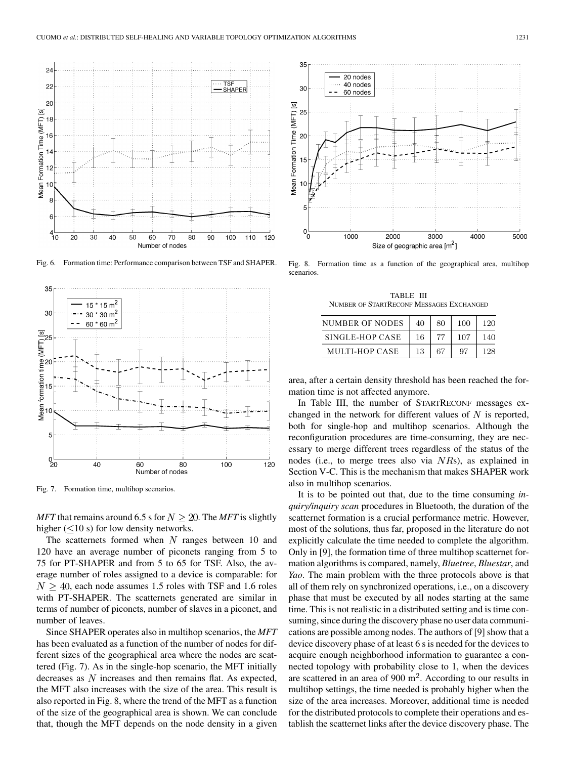Fig. 6. Formation time: Performance comparison between TSF and SHAPER.

Fig. 7. Formation time, multihop scenarios.

*MFT* that remains around 6.5 s for $N \geq 20$. The *MFT* is slightly higher ($\leq$10 s) for low density networks.

The scatternets formed when $N$ ranges between 10 and 120 have an average number of piconets ranging from 5 to 75 for PT-SHAPER and from 5 to 65 for TSF. Also, the average number of roles assigned to a device is comparable: for $N \geq 40$, each node assumes 1.5 roles with TSF and 1.6 roles with PT-SHAPER. The scatternets generated are similar in terms of number of piconets, number of slaves in a piconet, and number of leaves.

Since SHAPER operates also in multihop scenarios, the *MFT* has been evaluated as a function of the number of nodes for different sizes of the geographical area where the nodes are scattered (Fig. 7). As in the single-hop scenario, the MFT initially decreases as $N$ increases and then remains flat. As expected, the MFT also increases with the size of the area. This result is also reported in Fig. 8, where the trend of the MFT as a function of the size of the geographical area is shown. We can conclude that, though the MFT depends on the node density in a given area, after a certain density threshold has been reached the formation time is not affected anymore.

Fig. 8. Formation time as a function of the geographical area, multihop scenarios.

TABLE III
NUMBER OF STARTRECONF MESSAGES EXCHANGED

| NUMBER OF NODES | 40 | 80 | 100 | 120 |
|---|---|---|---|---|
| SINGLE-HOP CASE | 16 | 77 | 107 | 140 |
| MULTI-HOP CASE | 13 | 67 | 97 | 128 |

In Table III, the number of STARTRECONF messages exchanged in the network for different values of $N$ is reported, both for single-hop and multihop scenarios. Although the reconfiguration procedures are time-consuming, they are necessary to merge different trees regardless of the status of the nodes (i.e., to merge trees also via $NR$s), as explained in Section V-C. This is the mechanism that makes SHAPER work also in multihop scenarios.

It is to be pointed out that, due to the time consuming *inquiry/inquiry scan* procedures in Bluetooth, the duration of the scatternet formation is a crucial performance metric. However, most of the solutions, thus far, proposed in the literature do not explicitly calculate the time needed to complete the algorithm. Only in [9], the formation time of three multihop scatternet formation algorithms is compared, namely, *Bluetree*, *Bluestar*, and *Yao*. The main problem with the three protocols above is that all of them rely on synchronized operations, i.e., on a discovery phase that must be executed by all nodes starting at the same time. This is not realistic in a distributed setting and is time consuming, since during the discovery phase no user data communications are possible among nodes. The authors of [9] show that a device discovery phase of at least 6 s is needed for the devices to acquire enough neighborhood information to guarantee a connected topology with probability close to 1, when the devices are scattered in an area of 900 m$^2$. According to our results in multihop settings, the time needed is probably higher when the size of the area increases. Moreover, additional time is needed for the distributed protocols to complete their operations and establish the scatternet links after the device discovery phase. The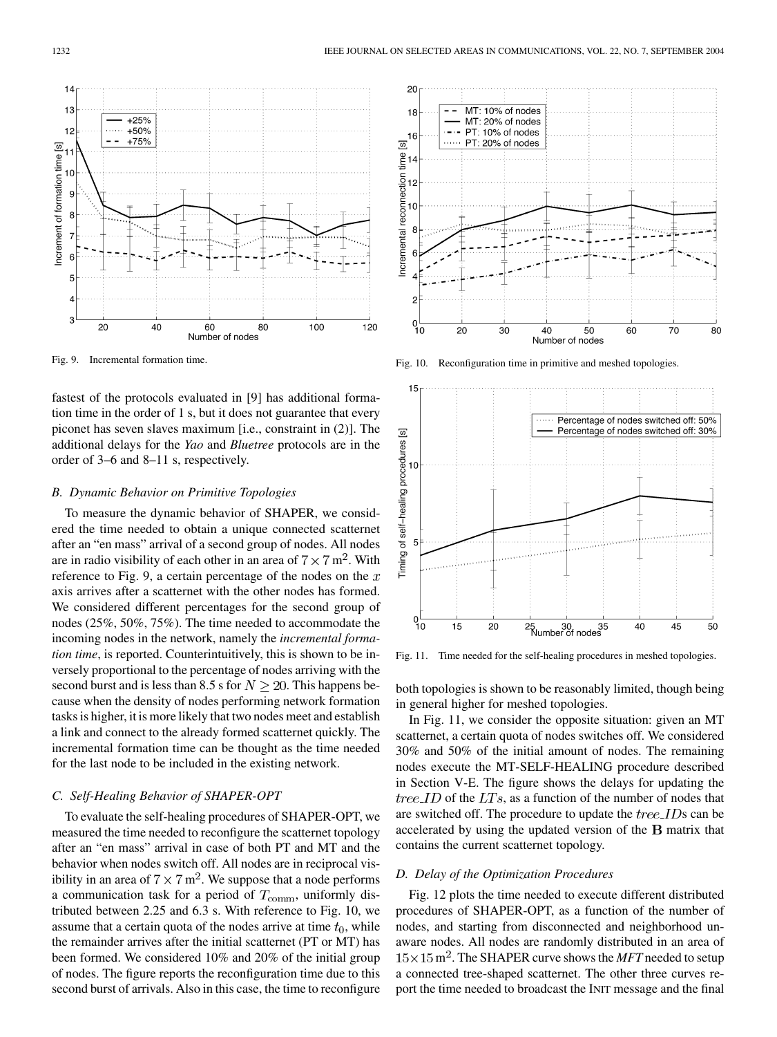Fig. 9. Incremental formation time.

Fig. 10. Reconfiguration time in primitive and meshed topologies.

Fig. 11. Time needed for the self-healing procedures in meshed topologies.

fastest of the protocols evaluated in [9] has additional formation time in the order of 1 s, but it does not guarantee that every piconet has seven slaves maximum [i.e., constraint in (2)]. The additional delays for the *Yao* and *Bluetree* protocols are in the order of 3–6 and 8–11 s, respectively.

### B. Dynamic Behavior on Primitive Topologies

To measure the dynamic behavior of SHAPER, we considered the time needed to obtain a unique connected scatternet after an "en mass" arrival of a second group of nodes. All nodes are in radio visibility of each other in an area of $7 \times 7\,\mathrm{m}^2$. With reference to Fig. 9, a certain percentage of the nodes on the $x$ axis arrives after a scatternet with the other nodes has formed. We considered different percentages for the second group of nodes (25%, 50%, 75%). The time needed to accommodate the incoming nodes in the network, namely the *incremental formation time*, is reported. Counterintuitively, this is shown to be inversely proportional to the percentage of nodes arriving with the second burst and is less than 8.5 s for $N \geq 20$. This happens because when the density of nodes performing network formation tasks is higher, it is more likely that two nodes meet and establish a link and connect to the already formed scatternet quickly. The incremental formation time can be thought as the time needed for the last node to be included in the existing network.

### C. Self-Healing Behavior of SHAPER-OPT

To evaluate the self-healing procedures of SHAPER-OPT, we measured the time needed to reconfigure the scatternet topology after an "en mass" arrival in case of both PT and MT and the behavior when nodes switch off. All nodes are in reciprocal visibility in an area of $7 \times 7\,\mathrm{m}^2$. We suppose that a node performs a communication task for a period of $T_{\mathrm{comm}}$, uniformly distributed between 2.25 and 6.3 s. With reference to Fig. 10, we assume that a certain quota of the nodes arrive at time $t_0$, while the remainder arrives after the initial scatternet (PT or MT) has been formed. We considered 10% and 20% of the initial group of nodes. The figure reports the reconfiguration time due to this second burst of arrivals. Also in this case, the time to reconfigure both topologies is shown to be reasonably limited, though being in general higher for meshed topologies.

In Fig. 11, we consider the opposite situation: given an MT scatternet, a certain quota of nodes switches off. We considered 30% and 50% of the initial amount of nodes. The remaining nodes execute the MT-SELF-HEALING procedure described in Section V-E. The figure shows the delays for updating the $tree\_ID$ of the $LTs$, as a function of the number of nodes that are switched off. The procedure to update the $tree\_ID$s can be accelerated by using the updated version of the $\mathbf{B}$ matrix that contains the current scatternet topology.

### D. Delay of the Optimization Procedures

Fig. 12 plots the time needed to execute different distributed procedures of SHAPER-OPT, as a function of the number of nodes, and starting from disconnected and neighborhood unaware nodes. All nodes are randomly distributed in an area of $15 \times 15\,\mathrm{m}^2$. The SHAPER curve shows the *MFT* needed to setup a connected tree-shaped scatternet. The other three curves report the time needed to broadcast the INIT message and the final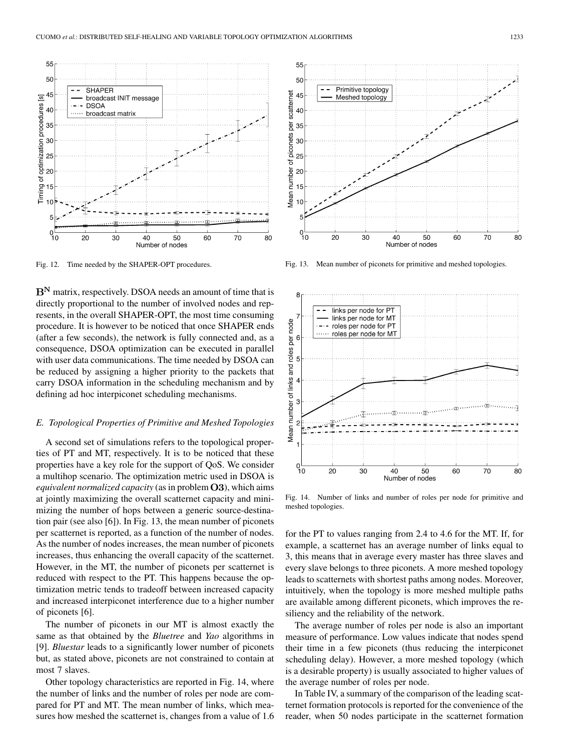Fig. 12. Time needed by the SHAPER-OPT procedures.

Fig. 13. Mean number of piconets for primitive and meshed topologies.

$\mathbf{B^N}$ matrix, respectively. DSOA needs an amount of time that is directly proportional to the number of involved nodes and represents, in the overall SHAPER-OPT, the most time consuming procedure. It is however to be noticed that once SHAPER ends (after a few seconds), the network is fully connected and, as a consequence, DSOA optimization can be executed in parallel with user data communications. The time needed by DSOA can be reduced by assigning a higher priority to the packets that carry DSOA information in the scheduling mechanism and by defining ad hoc interpiconet scheduling mechanisms.

### *E. Topological Properties of Primitive and Meshed Topologies*

A second set of simulations refers to the topological properties of PT and MT, respectively. It is to be noticed that these properties have a key role for the support of QoS. We consider a multihop scenario. The optimization metric used in DSOA is *equivalent normalized capacity* (as in problem $\mathbf{O3}$), which aims at jointly maximizing the overall scatternet capacity and minimizing the number of hops between a generic source-destination pair (see also [6]). In Fig. 13, the mean number of piconets per scatternet is reported, as a function of the number of nodes. As the number of nodes increases, the mean number of piconets increases, thus enhancing the overall capacity of the scatternet. However, in the MT, the number of piconets per scatternet is reduced with respect to the PT. This happens because the optimization metric tends to tradeoff between increased capacity and increased interpiconet interference due to a higher number of piconets [6].

The number of piconets in our MT is almost exactly the same as that obtained by the *Bluetree* and *Yao* algorithms in [9]. *Bluestar* leads to a significantly lower number of piconets but, as stated above, piconets are not constrained to contain at most 7 slaves.

Other topology characteristics are reported in Fig. 14, where the number of links and the number of roles per node are compared for PT and MT. The mean number of links, which measures how meshed the scatternet is, changes from a value of 1.6 for the PT to values ranging from 2.4 to 4.6 for the MT. If, for example, a scatternet has an average number of links equal to 3, this means that in average every master has three slaves and every slave belongs to three piconets. A more meshed topology leads to scatternets with shortest paths among nodes. Moreover, intuitively, when the topology is more meshed multiple paths are available among different piconets, which improves the resiliency and the reliability of the network.

Fig. 14. Number of links and number of roles per node for primitive and meshed topologies.

The average number of roles per node is also an important measure of performance. Low values indicate that nodes spend their time in a few piconets (thus reducing the interpiconet scheduling delay). However, a more meshed topology (which is a desirable property) is usually associated to higher values of the average number of roles per node.

In Table IV, a summary of the comparison of the leading scatternet formation protocols is reported for the convenience of the reader, when 50 nodes participate in the scatternet formation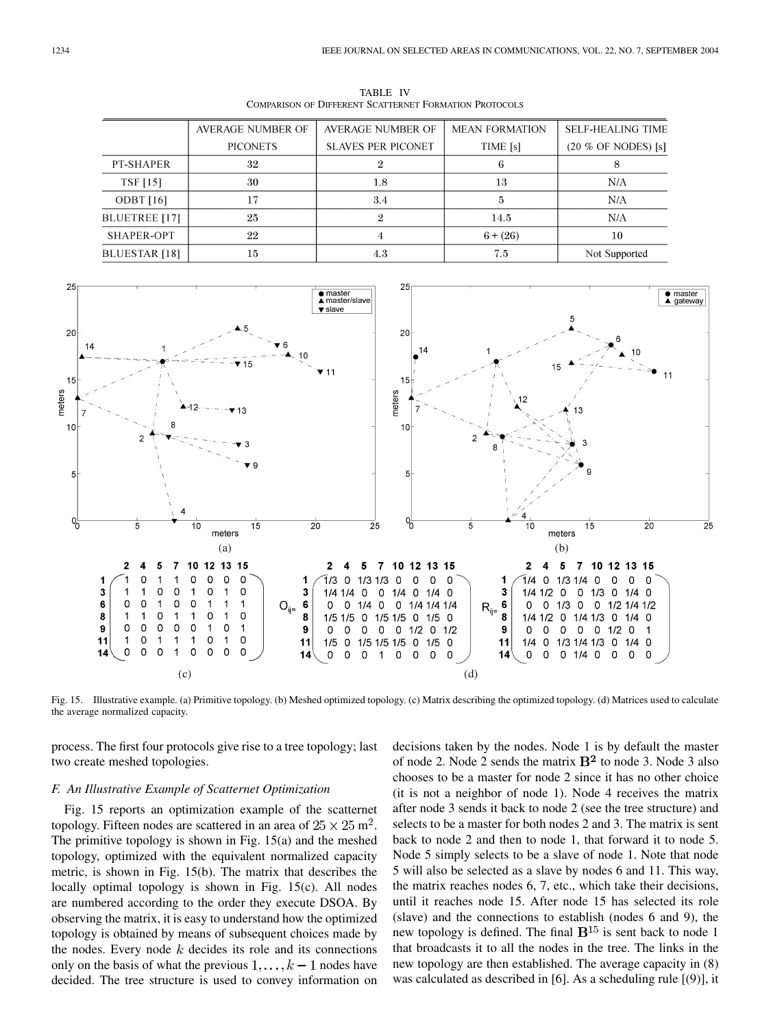TABLE IV
COMPARISON OF DIFFERENT SCATTERNET FORMATION PROTOCOLS

| | AVERAGE NUMBER OF PICONETS | AVERAGE NUMBER OF SLAVES PER PICONET | MEAN FORMATION TIME [s] | SELF-HEALING TIME (20 % OF NODES) [s] |
|---|---|---|---|---|
| PT-SHAPER | 32 | 2 | 6 | 8 |
| TSF [15] | 30 | 1.8 | 13 | N/A |
| ODBT [16] | 17 | 3.4 | 5 | N/A |
| BLUETREE [17] | 25 | 2 | 14.5 | N/A |
| SHAPER-OPT | 22 | 4 | 6 + (26) | 10 |
| BLUESTAR [18] | 15 | 4.3 | 7.5 | Not Supported |

Fig. 15. Illustrative example. (a) Primitive topology. (b) Meshed optimized topology. (c) Matrix describing the optimized topology. (d) Matrices used to calculate the average normalized capacity.

process. The first four protocols give rise to a tree topology; last two create meshed topologies.

### F. An Illustrative Example of Scatternet Optimization

Fig. 15 reports an optimization example of the scatternet topology. Fifteen nodes are scattered in an area of $25 \times 25$ m$^2$. The primitive topology is shown in Fig. 15(a) and the meshed topology, optimized with the equivalent normalized capacity metric, is shown in Fig. 15(b). The matrix that describes the locally optimal topology is shown in Fig. 15(c). All nodes are numbered according to the order they execute DSOA. By observing the matrix, it is easy to understand how the optimized topology is obtained by means of subsequent choices made by the nodes. Every node $k$ decides its role and its connections only on the basis of what the previous $1, \ldots, k-1$ nodes have decided. The tree structure is used to convey information on decisions taken by the nodes. Node 1 is by default the master of node 2. Node 2 sends the matrix $\mathbf{B}^2$ to node 3. Node 3 also chooses to be a master for node 2 since it has no other choice (it is not a neighbor of node 1). Node 4 receives the matrix after node 3 sends it back to node 2 (see the tree structure) and selects to be a master for both nodes 2 and 3. The matrix is sent back to node 2 and then to node 1, that forward it to node 5. Node 5 simply selects to be a slave of node 1. Note that node 5 will also be selected as a slave by nodes 6 and 11. This way, the matrix reaches nodes 6, 7, etc., which take their decisions, until it reaches node 15. After node 15 has selected its role (slave) and the connections to establish (nodes 6 and 9), the new topology is defined. The final $\mathbf{B}^{15}$ is sent back to node 1 that broadcasts it to all the nodes in the tree. The links in the new topology are then established. The average capacity in (8) was calculated as described in [6]. As a scheduling rule [(9)], it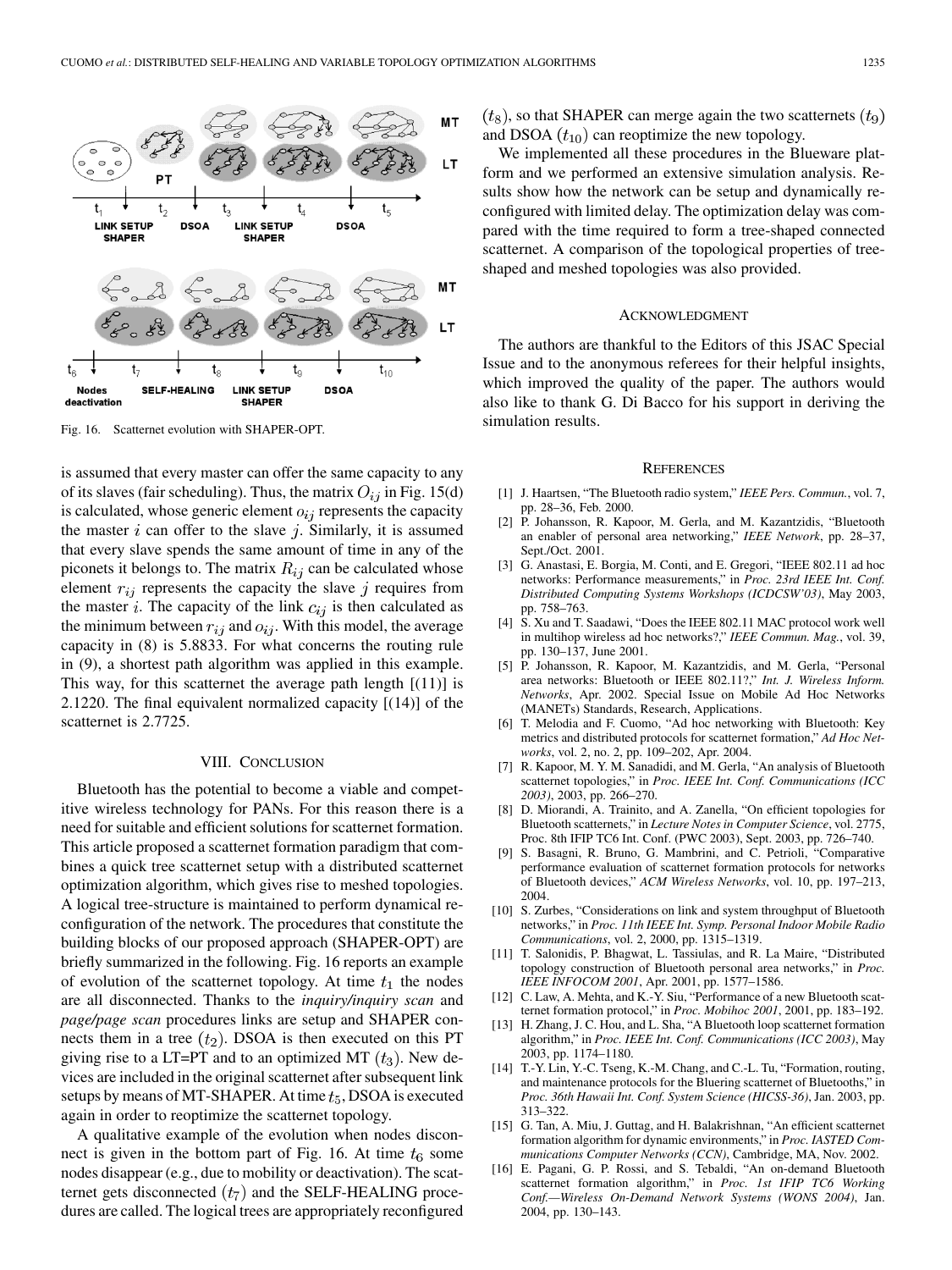Fig. 16. Scatternet evolution with SHAPER-OPT.

is assumed that every master can offer the same capacity to any of its slaves (fair scheduling). Thus, the matrix $O_{ij}$ in Fig. 15(d) is calculated, whose generic element $o_{ij}$ represents the capacity the master $i$ can offer to the slave $j$. Similarly, it is assumed that every slave spends the same amount of time in any of the piconets it belongs to. The matrix $R_{ij}$ can be calculated whose element $r_{ij}$ represents the capacity the slave $j$ requires from the master $i$. The capacity of the link $c_{ij}$ is then calculated as the minimum between $r_{ij}$ and $o_{ij}$. With this model, the average capacity in (8) is 5.8833. For what concerns the routing rule in (9), a shortest path algorithm was applied in this example. This way, for this scatternet the average path length [(11)] is 2.1220. The final equivalent normalized capacity [(14)] of the scatternet is 2.7725.

## VIII. Conclusion

Bluetooth has the potential to become a viable and competitive wireless technology for PANs. For this reason there is a need for suitable and efficient solutions for scatternet formation. This article proposed a scatternet formation paradigm that combines a quick tree scatternet setup with a distributed scatternet optimization algorithm, which gives rise to meshed topologies. A logical tree-structure is maintained to perform dynamical reconfiguration of the network. The procedures that constitute the building blocks of our proposed approach (SHAPER-OPT) are briefly summarized in the following. Fig. 16 reports an example of evolution of the scatternet topology. At time $t_1$ the nodes are all disconnected. Thanks to the *inquiry/inquiry scan* and *page/page scan* procedures links are setup and SHAPER connects them in a tree ($t_2$). DSOA is then executed on this PT giving rise to a LT=PT and to an optimized MT ($t_3$). New devices are included in the original scatternet after subsequent link setups by means of MT-SHAPER. At time $t_5$, DSOA is executed again in order to reoptimize the scatternet topology.

A qualitative example of the evolution when nodes disconnect is given in the bottom part of Fig. 16. At time $t_6$ some nodes disappear (e.g., due to mobility or deactivation). The scatternet gets disconnected ($t_7$) and the SELF-HEALING procedures are called. The logical trees are appropriately reconfigured ($t_8$), so that SHAPER can merge again the two scatternets ($t_9$) and DSOA ($t_{10}$) can reoptimize the new topology.

We implemented all these procedures in the Blueware platform and we performed an extensive simulation analysis. Results show how the network can be setup and dynamically reconfigured with limited delay. The optimization delay was compared with the time required to form a tree-shaped connected scatternet. A comparison of the topological properties of tree-shaped and meshed topologies was also provided.

## Acknowledgment

The authors are thankful to the Editors of this JSAC Special Issue and to the anonymous referees for their helpful insights, which improved the quality of the paper. The authors would also like to thank G. Di Bacco for his support in deriving the simulation results.

## References

[1] J. Haartsen, "The Bluetooth radio system," *IEEE Pers. Commun.*, vol. 7, pp. 28–36, Feb. 2000.

[2] P. Johansson, R. Kapoor, M. Gerla, and M. Kazantzidis, "Bluetooth an enabler of personal area networking," *IEEE Network*, pp. 28–37, Sept./Oct. 2001.

[3] G. Anastasi, E. Borgia, M. Conti, and E. Gregori, "IEEE 802.11 ad hoc networks: Performance measurements," in *Proc. 23rd IEEE Int. Conf. Distributed Computing Systems Workshops (ICDCSW'03)*, May 2003, pp. 758–763.

[4] S. Xu and T. Saadawi, "Does the IEEE 802.11 MAC protocol work well in multihop wireless ad hoc networks?," *IEEE Commun. Mag.*, vol. 39, pp. 130–137, June 2001.

[5] P. Johansson, R. Kapoor, M. Kazantzidis, and M. Gerla, "Personal area networks: Bluetooth or IEEE 802.11?," *Int. J. Wireless Inform. Networks*, Apr. 2002. Special Issue on Mobile Ad Hoc Networks (MANETs) Standards, Research, Applications.

[6] T. Melodia and F. Cuomo, "Ad hoc networking with Bluetooth: Key metrics and distributed protocols for scatternet formation," *Ad Hoc Networks*, vol. 2, no. 2, pp. 109–202, Apr. 2004.

[7] R. Kapoor, M. Y. M. Sanadidi, and M. Gerla, "An analysis of Bluetooth scatternet topologies," in *Proc. IEEE Int. Conf. Communications (ICC 2003)*, 2003, pp. 266–270.

[8] D. Miorandi, A. Trainito, and A. Zanella, "On efficient topologies for Bluetooth scatternets," in *Lecture Notes in Computer Science*, vol. 2775, Proc. 8th IFIP TC6 Int. Conf. (PWC 2003), Sept. 2003, pp. 726–740.

[9] S. Basagni, R. Bruno, G. Mambrini, and C. Petrioli, "Comparative performance evaluation of scatternet formation protocols for networks of Bluetooth devices," *ACM Wireless Networks*, vol. 10, pp. 197–213, 2004.

[10] S. Zurbes, "Considerations on link and system throughput of Bluetooth networks," in *Proc. 11th IEEE Int. Symp. Personal Indoor Mobile Radio Communications*, vol. 2, 2000, pp. 1315–1319.

[11] T. Salonidis, P. Bhagwat, L. Tassiulas, and R. La Maire, "Distributed topology construction of Bluetooth personal area networks," in *Proc. IEEE INFOCOM 2001*, Apr. 2001, pp. 1577–1586.

[12] C. Law, A. Mehta, and K.-Y. Siu, "Performance of a new Bluetooth scatternet formation protocol," in *Proc. Mobihoc 2001*, 2001, pp. 183–192.

[13] H. Zhang, J. C. Hou, and L. Sha, "A Bluetooth loop scatternet formation algorithm," in *Proc. IEEE Int. Conf. Communications (ICC 2003)*, May 2003, pp. 1174–1180.

[14] T.-Y. Lin, Y.-C. Tseng, K.-M. Chang, and C.-L. Tu, "Formation, routing, and maintenance protocols for the Bluering scatternet of Bluetooths," in *Proc. 36th Hawaii Int. Conf. System Science (HICSS-36)*, Jan. 2003, pp. 313–322.

[15] G. Tan, A. Miu, J. Guttag, and H. Balakrishnan, "An efficient scatternet formation algorithm for dynamic environments," in *Proc. IASTED Communications Computer Networks (CCN)*, Cambridge, MA, Nov. 2002.

[16] E. Pagani, G. P. Rossi, and S. Tebaldi, "An on-demand Bluetooth scatternet formation algorithm," in *Proc. 1st IFIP TC6 Working Conf.—Wireless On-Demand Network Systems (WONS 2004)*, Jan. 2004, pp. 130–143.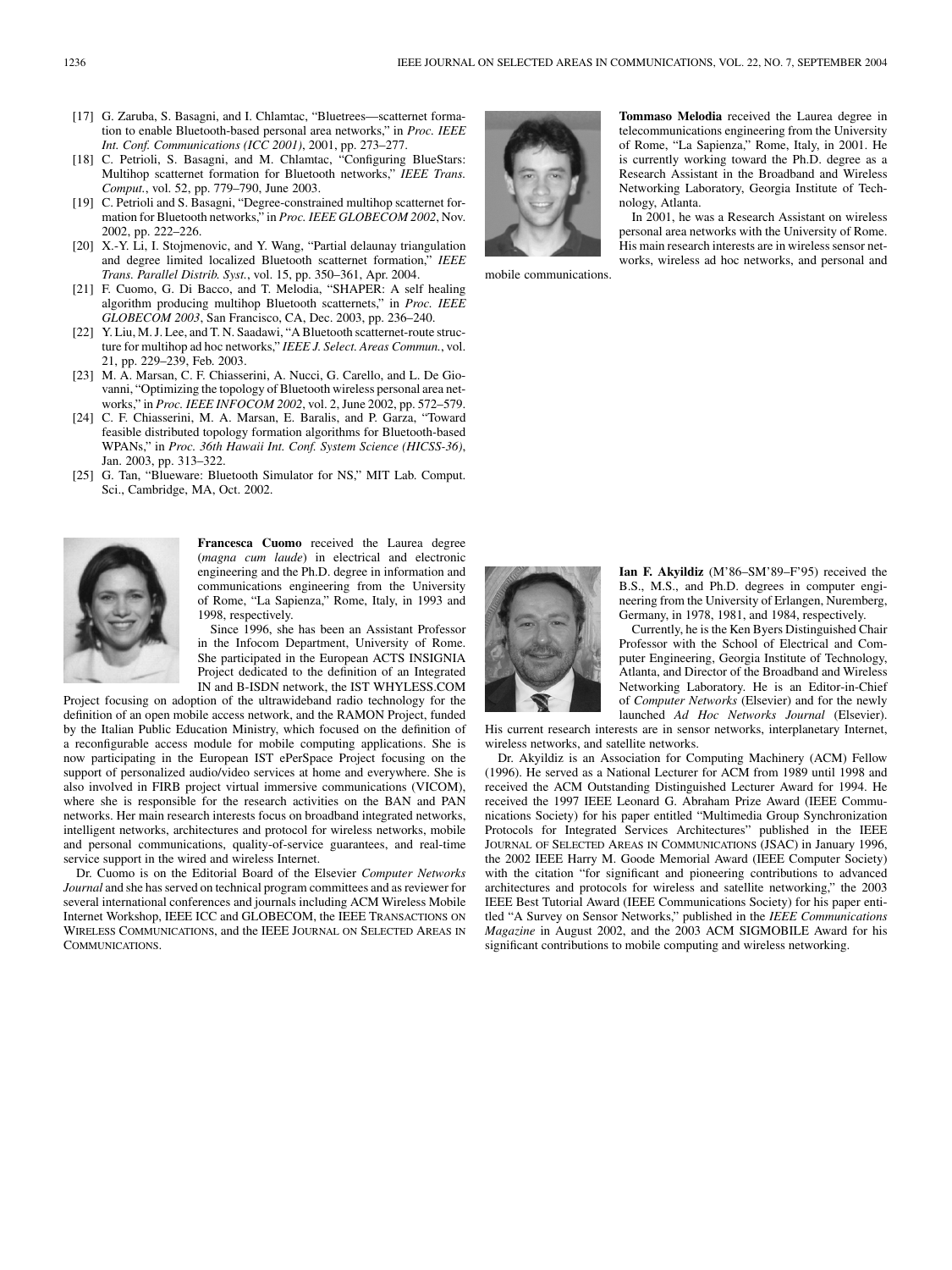[17] G. Zaruba, S. Basagni, and I. Chlamtac, "Bluetrees—scatternet formation to enable Bluetooth-based personal area networks," in *Proc. IEEE Int. Conf. Communications (ICC 2001)*, 2001, pp. 273–277.

[18] C. Petrioli, S. Basagni, and M. Chlamtac, "Configuring BlueStars: Multihop scatternet formation for Bluetooth networks," *IEEE Trans. Comput.*, vol. 52, pp. 779–790, June 2003.

[19] C. Petrioli and S. Basagni, "Degree-constrained multihop scatternet formation for Bluetooth networks," in *Proc. IEEE GLOBECOM 2002*, Nov. 2002, pp. 222–226.

[20] X.-Y. Li, I. Stojmenovic, and Y. Wang, "Partial delaunay triangulation and degree limited localized Bluetooth scatternet formation," *IEEE Trans. Parallel Distrib. Syst.*, vol. 15, pp. 350–361, Apr. 2004.

[21] F. Cuomo, G. Di Bacco, and T. Melodia, "SHAPER: A self healing algorithm producing multihop Bluetooth scatternets," in *Proc. IEEE GLOBECOM 2003*, San Francisco, CA, Dec. 2003, pp. 236–240.

[22] Y. Liu, M. J. Lee, and T. N. Saadawi, "A Bluetooth scatternet-route structure for multihop ad hoc networks," *IEEE J. Select. Areas Commun.*, vol. 21, pp. 229–239, Feb. 2003.

[23] M. A. Marsan, C. F. Chiasserini, A. Nucci, G. Carello, and L. De Giovanni, "Optimizing the topology of Bluetooth wireless personal area networks," in *Proc. IEEE INFOCOM 2002*, vol. 2, June 2002, pp. 572–579.

[24] C. F. Chiasserini, M. A. Marsan, E. Baralis, and P. Garza, "Toward feasible distributed topology formation algorithms for Bluetooth-based WPANs," in *Proc. 36th Hawaii Int. Conf. System Science (HICSS-36)*, Jan. 2003, pp. 313–322.

[25] G. Tan, "Blueware: Bluetooth Simulator for NS," MIT Lab. Comput. Sci., Cambridge, MA, Oct. 2002.

**Francesca Cuomo** received the Laurea degree (*magna cum laude*) in electrical and electronic engineering and the Ph.D. degree in information and communications engineering from the University of Rome, "La Sapienza," Rome, Italy, in 1993 and 1998, respectively.

Since 1996, she has been an Assistant Professor in the Infocom Department, University of Rome. She participated in the European ACTS INSIGNIA Project dedicated to the definition of an Integrated IN and B-ISDN network, the IST WHYLESS.COM Project focusing on adoption of the ultrawideband radio technology for the definition of an open mobile access network, and the RAMON Project, funded by the Italian Public Education Ministry, which focused on the definition of a reconfigurable access module for mobile computing applications. She is now participating in the European IST ePerSpace Project focusing on the support of personalized audio/video services at home and everywhere. She is also involved in FIRB project virtual immersive communications (VICOM), where she is responsible for the research activities on the BAN and PAN networks. Her main research interests focus on broadband integrated networks, intelligent networks, architectures and protocol for wireless networks, mobile and personal communications, quality-of-service guarantees, and real-time service support in the wired and wireless Internet.

Dr. Cuomo is on the Editorial Board of the Elsevier *Computer Networks Journal* and she has served on technical program committees and as reviewer for several international conferences and journals including ACM Wireless Mobile Internet Workshop, IEEE ICC and GLOBECOM, the IEEE TRANSACTIONS ON WIRELESS COMMUNICATIONS, and the IEEE JOURNAL ON SELECTED AREAS IN COMMUNICATIONS.

**Tommaso Melodia** received the Laurea degree in telecommunications engineering from the University of Rome, "La Sapienza," Rome, Italy, in 2001. He is currently working toward the Ph.D. degree as a Research Assistant in the Broadband and Wireless Networking Laboratory, Georgia Institute of Technology, Atlanta.

In 2001, he was a Research Assistant on wireless personal area networks with the University of Rome. His main research interests are in wireless sensor networks, wireless ad hoc networks, and personal and mobile communications.

**Ian F. Akyildiz** (M'86–SM'89–F'95) received the B.S., M.S., and Ph.D. degrees in computer engineering from the University of Erlangen, Nuremberg, Germany, in 1978, 1981, and 1984, respectively.

Currently, he is the Ken Byers Distinguished Chair Professor with the School of Electrical and Computer Engineering, Georgia Institute of Technology, Atlanta, and Director of the Broadband and Wireless Networking Laboratory. He is an Editor-in-Chief of *Computer Networks* (Elsevier) and for the newly launched *Ad Hoc Networks Journal* (Elsevier). His current research interests are in sensor networks, interplanetary Internet, wireless networks, and satellite networks.

Dr. Akyildiz is an Association for Computing Machinery (ACM) Fellow (1996). He served as a National Lecturer for ACM from 1989 until 1998 and received the ACM Outstanding Distinguished Lecturer Award for 1994. He received the 1997 IEEE Leonard G. Abraham Prize Award (IEEE Communications Society) for his paper entitled "Multimedia Group Synchronization Protocols for Integrated Services Architectures" published in the IEEE JOURNAL OF SELECTED AREAS IN COMMUNICATIONS (JSAC) in January 1996, the 2002 IEEE Harry M. Goode Memorial Award (IEEE Computer Society) with the citation "for significant and pioneering contributions to advanced architectures and protocols for wireless and satellite networking," the 2003 IEEE Best Tutorial Award (IEEE Communications Society) for his paper entitled "A Survey on Sensor Networks," published in the *IEEE Communications Magazine* in August 2002, and the 2003 ACM SIGMOBILE Award for his significant contributions to mobile computing and wireless networking.